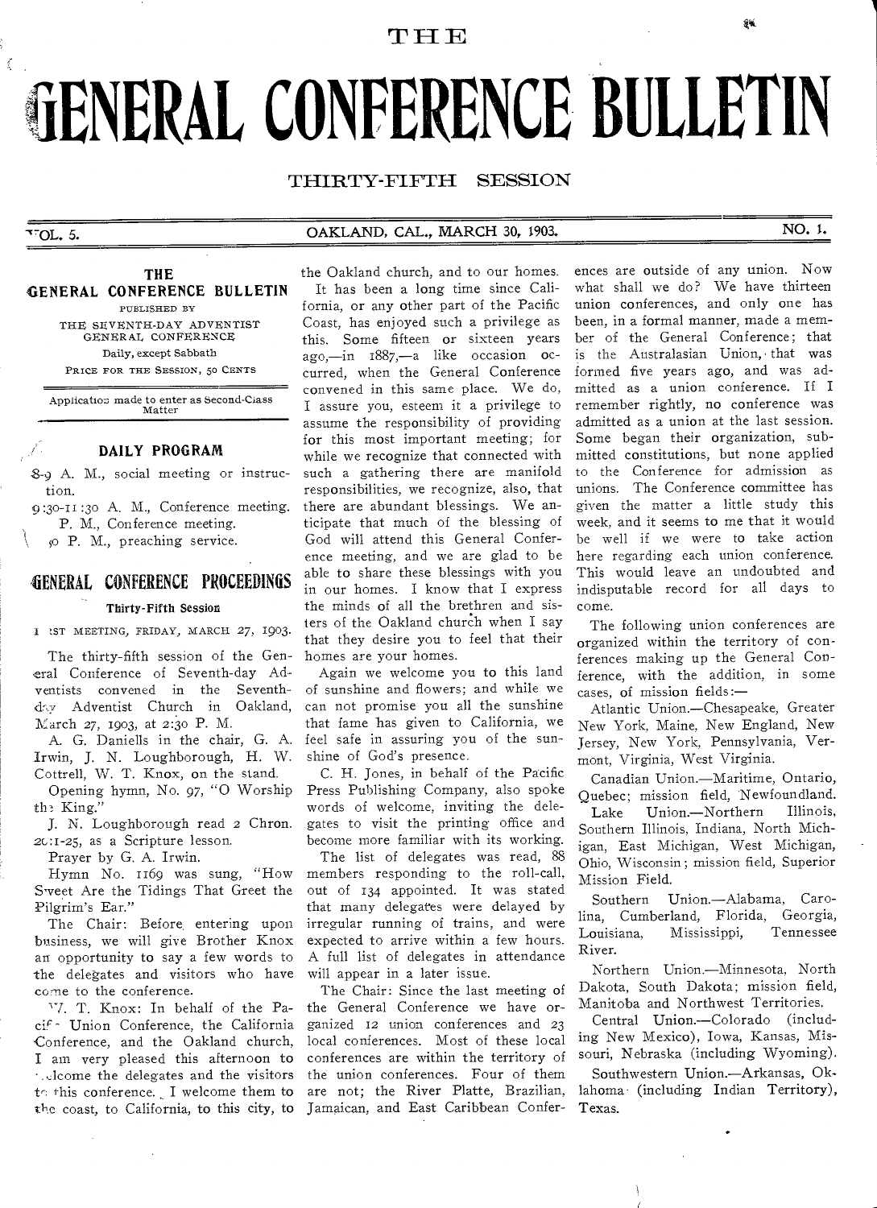# THE GENERAL CONFERENCE BULLETIN

THIRTY-FIFTH SESSION

VOL. 5. OAKLAND, CAL., MARCH 30, 1903. NO. 1.

**THE GENERAL CONFERENCE BULLETIN**

PUBLISHED BY

THE SEVENTH-DAY ADVENTIST GENERAL CONFERENCE

Daily, except Sabbath

PRICE FOR THE SESSION, 50 CENTS

Application made to enter as Second-Class Matter

## DAILY PROGRAM

8-9 A. M., social meeting or instruction.

9:30-11:30 A. M., Conference meeting.

P. M., Conference meeting.

50 P. M., preaching service.

## GENERAL CONFERENCE PROCEEDINGS

### Thirty-Fifth Session

FIRST MEETING, FRIDAY, MARCH 27, 1903.

The thirty-fifth session of the General Conference of Seventh-day Adventists convened in the Seventh-day Adventist Church in Oakland, March 27, 1903, at 2:30 P. M.

A. G. Daniells in the chair, G. A. Irwin, J. N. Loughborough, H. W. Cottrell, W. T. Knox, on the stand.

Opening hymn, No. 97, "O Worship the King."

J. N. Loughborough read 2 Chron. 20:1-25, as a Scripture lesson.

Prayer by G. A. Irwin.

Hymn No. 1169 was sung, "How Sweet Are the Tidings That Greet the Pilgrim's Ear."

The Chair: Before entering upon business, we will give Brother Knox an opportunity to say a few words to the delegates and visitors who have come to the conference.

W. T. Knox: In behalf of the Pacific Union Conference, the California Conference, and the Oakland church, I am very pleased this afternoon to welcome the delegates and the visitors to this conference. I welcome them to the coast, to California, to this city, to the Oakland church, and to our homes.

It has been a long time since California, or any other part of the Pacific Coast, has enjoyed such a privilege as this. Some fifteen or sixteen years ago,—in 1887,—a like occasion occurred, when the General Conference convened in this same place. We do, I assure you, esteem it a privilege to assume the responsibility of providing for this most important meeting; for while we recognize that connected with such a gathering there are manifold responsibilities, we recognize, also, that there are abundant blessings. We anticipate that much of the blessing of God will attend this General Conference meeting, and we are glad to be able to share these blessings with you in our homes. I know that I express the minds of all the brethren and sisters of the Oakland church when I say that they desire you to feel that their homes are your homes.

Again we welcome you to this land of sunshine and flowers; and while we can not promise you all the sunshine that fame has given to California, we feel safe in assuring you of the sunshine of God's presence.

C. H. Jones, in behalf of the Pacific Press Publishing Company, also spoke words of welcome, inviting the delegates to visit the printing office and become more familiar with its working.

The list of delegates was read, 88 members responding to the roll-call, out of 134 appointed. It was stated that many delegates were delayed by irregular running of trains, and were expected to arrive within a few hours. A full list of delegates in attendance will appear in a later issue.

The Chair: Since the last meeting of the General Conference we have organized 12 union conferences and 23 local conferences. Most of these local conferences are within the territory of the union conferences. Four of them are not; the River Platte, Brazilian, Jamaican, and East Caribbean Conferences are outside of any union. Now what shall we do? We have thirteen union conferences, and only one has been, in a formal manner, made a member of the General Conference; that is the Australasian Union, that was formed five years ago, and was admitted as a union conference. If I remember rightly, no conference was admitted as a union at the last session. Some began their organization, submitted constitutions, but none applied to the Conference for admission as unions. The Conference committee has given the matter a little study this week, and it seems to me that it would be well if we were to take action here regarding each union conference. This would leave an undoubted and indisputable record for all days to come.

The following union conferences are organized within the territory of conferences making up the General Conference, with the addition, in some cases, of mission fields:—

Atlantic Union.—Chesapeake, Greater New York, Maine, New England, New Jersey, New York, Pennsylvania, Vermont, Virginia, West Virginia.

Canadian Union.—Maritime, Ontario, Quebec; mission field, Newfoundland.

Lake Union.—Northern Illinois, Southern Illinois, Indiana, North Michigan, East Michigan, West Michigan, Ohio, Wisconsin; mission field, Superior Mission Field.

Southern Union.—Alabama, Carolina, Cumberland, Florida, Georgia, Louisiana, Mississippi, Tennessee River.

Northern Union.—Minnesota, North Dakota, South Dakota; mission field, Manitoba and Northwest Territories.

Central Union.—Colorado (including New Mexico), Iowa, Kansas, Missouri, Nebraska (including Wyoming).

Southwestern Union.—Arkansas, Oklahoma (including Indian Territory), Texas.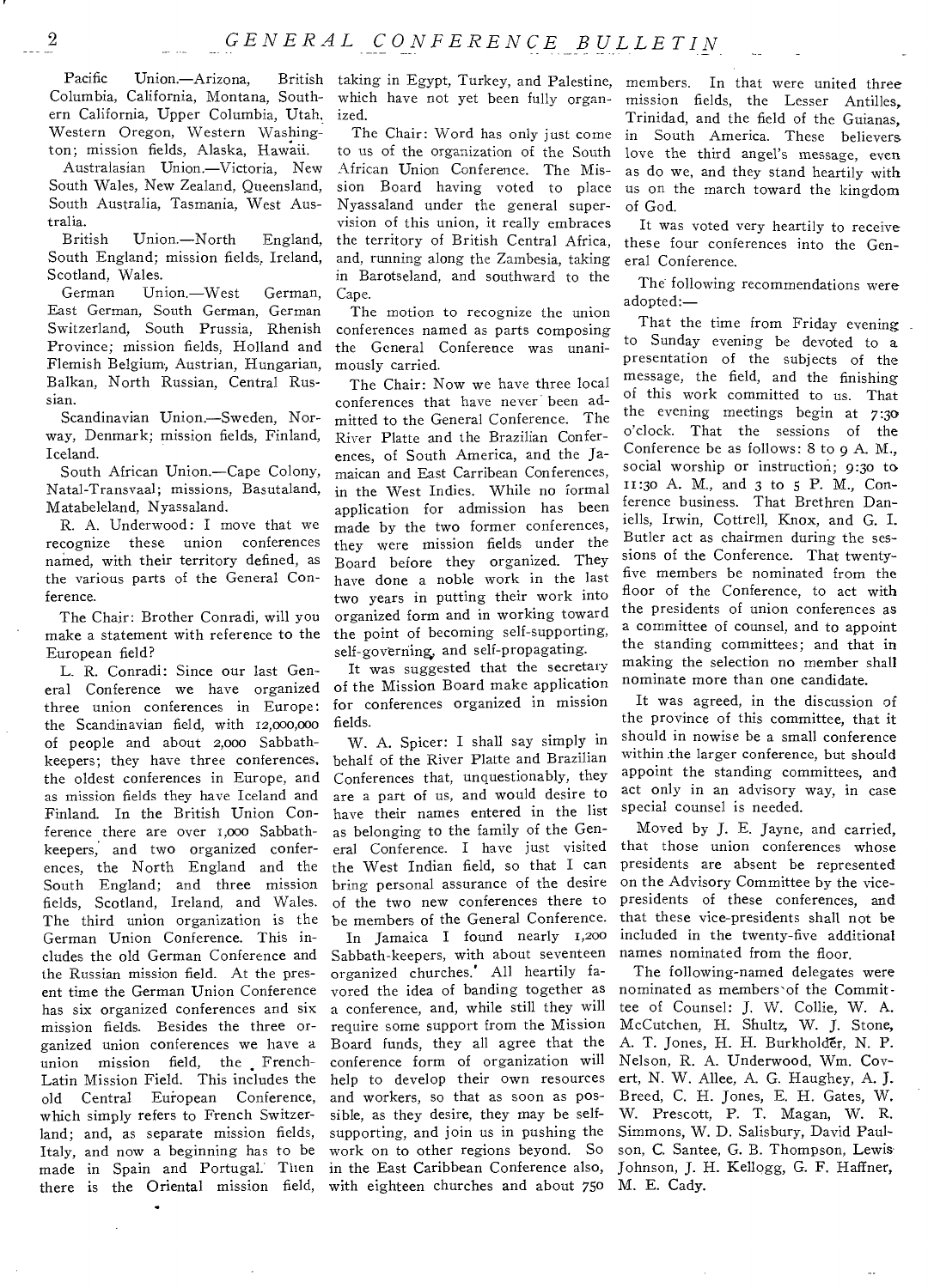Pacific Union.—Arizona, British Columbia, California, Montana, Southern California, Upper Columbia, Utah, Western Oregon, Western Washington; mission fields, Alaska, Hawaii.

Australasian Union.—Victoria, New South Wales, New Zealand, Queensland, South Australia, Tasmania, West Australia.

British Union.—North England, South England; mission fields, Ireland, Scotland, Wales.

German Union.—West German, East German, South German, German Switzerland, South Prussia, Rhenish Province; mission fields, Holland and Flemish Belgium, Austrian, Hungarian, Balkan, North Russian, Central Russian.

Scandinavian Union.—Sweden, Norway, Denmark; mission fields, Finland, Iceland.

South African Union.—Cape Colony, Natal-Transvaal; missions, Basutaland, Matabeleland, Nyassaland.

R. A. Underwood: I move that we recognize these union conferences named, with their territory defined, as the various parts of the General Conference.

The Chair: Brother Conradi, will you make a statement with reference to the European field?

L. R. Conradi: Since our last General Conference we have organized three union conferences in Europe: the Scandinavian field, with 12,000,000 of people and about 2,000 Sabbath-keepers; they have three conferences, the oldest conferences in Europe, and as mission fields they have Iceland and Finland. In the British Union Conference there are over 1,000 Sabbath-keepers, and two organized conferences, the North England and the South England; and three mission fields, Scotland, Ireland, and Wales. The third union organization is the German Union Conference. This includes the old German Conference and the Russian mission field. At the present time the German Union Conference has six organized conferences and six mission fields. Besides the three organized union conferences we have a union mission field, the French-Latin Mission Field. This includes the old Central European Conference, which simply refers to French Switzerland; and, as separate mission fields, Italy, and now a beginning has to be made in Spain and Portugal. Then there is the Oriental mission field, taking in Egypt, Turkey, and Palestine, which have not yet been fully organized.

The Chair: Word has only just come to us of the organization of the South African Union Conference. The Mission Board having voted to place Nyassaland under the general supervision of this union, it really embraces the territory of British Central Africa, and, running along the Zambesia, taking in Barotseland, and southward to the Cape.

The motion to recognize the union conferences named as parts composing the General Conference was unanimously carried.

The Chair: Now we have three local conferences that have never been admitted to the General Conference. The River Platte and the Brazilian Conferences, of South America, and the Jamaican and East Carribean Conferences, in the West Indies. While no formal application for admission has been made by the two former conferences, they were mission fields under the Board before they organized. They have done a noble work in the last two years in putting their work into organized form and in working toward the point of becoming self-supporting, self-governing, and self-propagating.

It was suggested that the secretary of the Mission Board make application for conferences organized in mission fields.

W. A. Spicer: I shall say simply in behalf of the River Platte and Brazilian Conferences that, unquestionably, they are a part of us, and would desire to have their names entered in the list as belonging to the family of the General Conference. I have just visited the West Indian field, so that I can bring personal assurance of the desire of the two new conferences there to be members of the General Conference. In Jamaica I found nearly 1,200 Sabbath-keepers, with about seventeen organized churches. All heartily favored the idea of banding together as a conference, and, while still they will require some support from the Mission Board funds, they all agree that the conference form of organization will help to develop their own resources and workers, so that as soon as possible, as they desire, they may be self-supporting, and join us in pushing the work on to other regions beyond. So in the East Caribbean Conference also, with eighteen churches and about 750 members. In that were united three mission fields, the Lesser Antilles, Trinidad, and the field of the Guianas, in South America. These believers love the third angel's message, even as do we, and they stand heartily with us on the march toward the kingdom of God.

It was voted very heartily to receive these four conferences into the General Conference.

The following recommendations were adopted:—

That the time from Friday evening to Sunday evening be devoted to a presentation of the subjects of the message, the field, and the finishing of this work committed to us. That the evening meetings begin at 7:30 o'clock. That the sessions of the Conference be as follows: 8 to 9 A. M., social worship or instruction; 9:30 to 11:30 A. M., and 3 to 5 P. M., Conference business. That Brethren Daniells, Irwin, Cottrell, Knox, and G. I. Butler act as chairmen during the sessions of the Conference. That twenty-five members be nominated from the floor of the Conference, to act with the presidents of union conferences as a committee of counsel, and to appoint the standing committees; and that in making the selection no member shall nominate more than one candidate.

It was agreed, in the discussion of the province of this committee, that it should in nowise be a small conference within the larger conference, but should appoint the standing committees, and act only in an advisory way, in case special counsel is needed.

Moved by J. E. Jayne, and carried, that those union conferences whose presidents are absent be represented on the Advisory Committee by the vice-presidents of these conferences, and that these vice-presidents shall not be included in the twenty-five additional names nominated from the floor.

The following-named delegates were nominated as members of the Committee of Counsel: J. W. Collie, W. A. McCutchen, H. Shultz, W. J. Stone, A. T. Jones, H. H. Burkholder, N. P. Nelson, R. A. Underwood, Wm. Covert, N. W. Allee, A. G. Haughey, A. J. Breed, C. H. Jones, E. H. Gates, W. W. Prescott, P. T. Magan, W. R. Simmons, W. D. Salisbury, David Paulson, C. Santee, G. B. Thompson, Lewis Johnson, J. H. Kellogg, G. F. Haffner, M. E. Cady.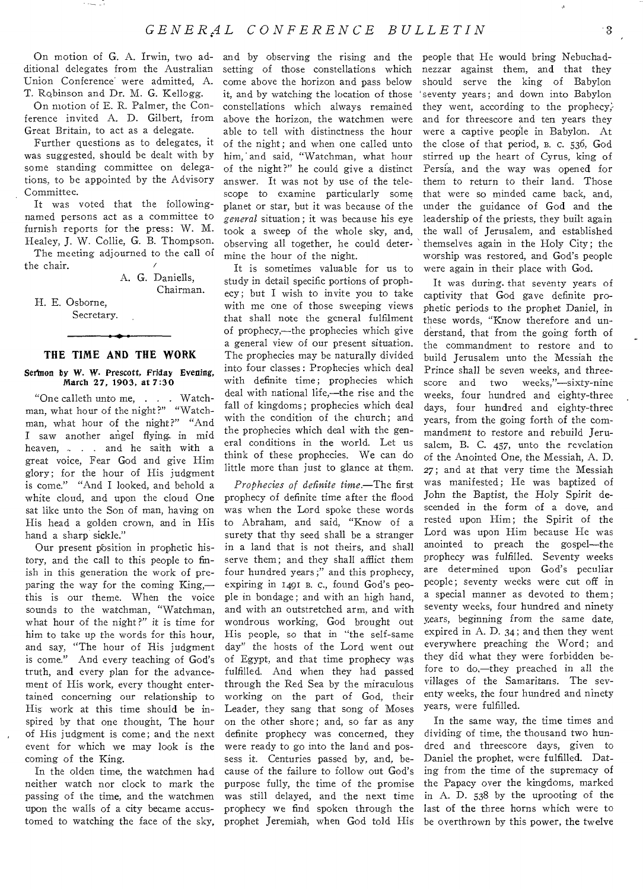On motion of G. A. Irwin, two additional delegates from the Australian Union Conference were admitted, A. T. Robinson and Dr. M. G. Kellogg.

On motion of E. R. Palmer, the Conference invited A. D. Gilbert, from Great Britain, to act as a delegate.

Further questions as to delegates, it was suggested, should be dealt with by some standing committee on delegations, to be appointed by the Advisory Committee.

It was voted that the following-named persons act as a committee to furnish reports for the press: W. M. Healey, J. W. Collie, G. B. Thompson.

The meeting adjourned to the call of the chair.

A. G. Daniells,
Chairman.

H. E. Osborne,
Secretary.

---

## THE TIME AND THE WORK

### Sermon by W. W. Prescott, Friday Evening, March 27, 1903, at 7:30

"One calleth unto me, . . . Watchman, what hour of the night?" "Watchman, what hour of the night?" "And I saw another angel flying in mid heaven, . . . and he saith with a great voice, Fear God and give Him glory; for the hour of His judgment is come." "And I looked, and behold a white cloud, and upon the cloud One sat like unto the Son of man, having on His head a golden crown, and in His hand a sharp sickle."

Our present position in prophetic history, and the call to this people to finish in this generation the work of preparing the way for the coming King,—this is our theme. When the voice sounds to the watchman, "Watchman, what hour of the night?" it is time for him to take up the words for this hour, and say, "The hour of His judgment is come." And every teaching of God's truth, and every plan for the advancement of His work, every thought entertained concerning our relationship to His work at this time should be inspired by that one thought, The hour of His judgment is come; and the next event for which we may look is the coming of the King.

In the olden time, the watchmen had neither watch nor clock to mark the passing of the time, and the watchmen upon the walls of a city became accustomed to watching the face of the sky, and by observing the rising and the setting of those constellations which come above the horizon and pass below it, and by watching the location of those constellations which always remained above the horizon, the watchmen were able to tell with distinctness the hour of the night; and when one called unto him, and said, "Watchman, what hour of the night?" he could give a distinct answer. It was not by use of the telescope to examine particularly some planet or star, but it was because of the *general* situation; it was because his eye took a sweep of the whole sky, and, observing all together, he could determine the hour of the night.

It is sometimes valuable for us to study in detail specific portions of prophecy; but I wish to invite you to take with me one of those sweeping views that shall note the general fulfilment of prophecy,—the prophecies which give a general view of our present situation. The prophecies may be naturally divided into four classes: Prophecies which deal with definite time; prophecies which deal with national life,—the rise and the fall of kingdoms; prophecies which deal with the condition of the church; and the prophecies which deal with the general conditions in the world. Let us think of these prophecies. We can do little more than just to glance at them.

*Prophecies of definite time.*—The first prophecy of definite time after the flood was when the Lord spoke these words to Abraham, and said, "Know of a surety that thy seed shall be a stranger in a land that is not theirs, and shall serve them; and they shall afflict them four hundred years;" and this prophecy, expiring in 1491 B. C., found God's people in bondage; and with an high hand, and with an outstretched arm, and with wondrous working, God brought out His people, so that in "the self-same day" the hosts of the Lord went out of Egypt, and that time prophecy was fulfilled. And when they had passed through the Red Sea by the miraculous working on the part of God, their Leader, they sang that song of Moses on the other shore; and, so far as any definite prophecy was concerned, they were ready to go into the land and possess it. Centuries passed by, and, because of the failure to follow out God's purpose fully, the time of the promise was still delayed, and the next time prophecy we find spoken through the prophet Jeremiah, when God told His people that He would bring Nebuchadnezzar against them, and that they should serve the king of Babylon seventy years; and down into Babylon they went, according to the prophecy; and for threescore and ten years they were a captive people in Babylon. At the close of that period, B. C. 536, God stirred up the heart of Cyrus, king of Persia, and the way was opened for them to return to their land. Those that were so minded came back, and, under the guidance of God and the leadership of the priests, they built again the wall of Jerusalem, and established themselves again in the Holy City; the worship was restored, and God's people were again in their place with God.

It was during that seventy years of captivity that God gave definite prophetic periods to the prophet Daniel, in these words, "Know therefore and understand, that from the going forth of the commandment to restore and to build Jerusalem unto the Messiah the Prince shall be seven weeks, and threescore and two weeks,"—sixty-nine weeks, four hundred and eighty-three days, four hundred and eighty-three years, from the going forth of the commandment to restore and rebuild Jerusalem, B. C. 457, unto the revelation of the Anointed One, the Messiah, A. D. 27; and at that very time the Messiah was manifested; He was baptized of John the Baptist, the Holy Spirit descended in the form of a dove, and rested upon Him; the Spirit of the Lord was upon Him because He was anointed to preach the gospel—the prophecy was fulfilled. Seventy weeks are determined upon God's peculiar people; seventy weeks were cut off in a special manner as devoted to them; seventy weeks, four hundred and ninety years, beginning from the same date, expired in A. D. 34; and then they went everywhere preaching the Word; and they did what they were forbidden before to do,—they preached in all the villages of the Samaritans. The seventy weeks, the four hundred and ninety years, were fulfilled.

In the same way, the time times and dividing of time, the thousand two hundred and threescore days, given to Daniel the prophet, were fulfilled. Dating from the time of the supremacy of the Papacy over the kingdoms, marked in A. D. 538 by the uprooting of the last of the three horns which were to be overthrown by this power, the twelve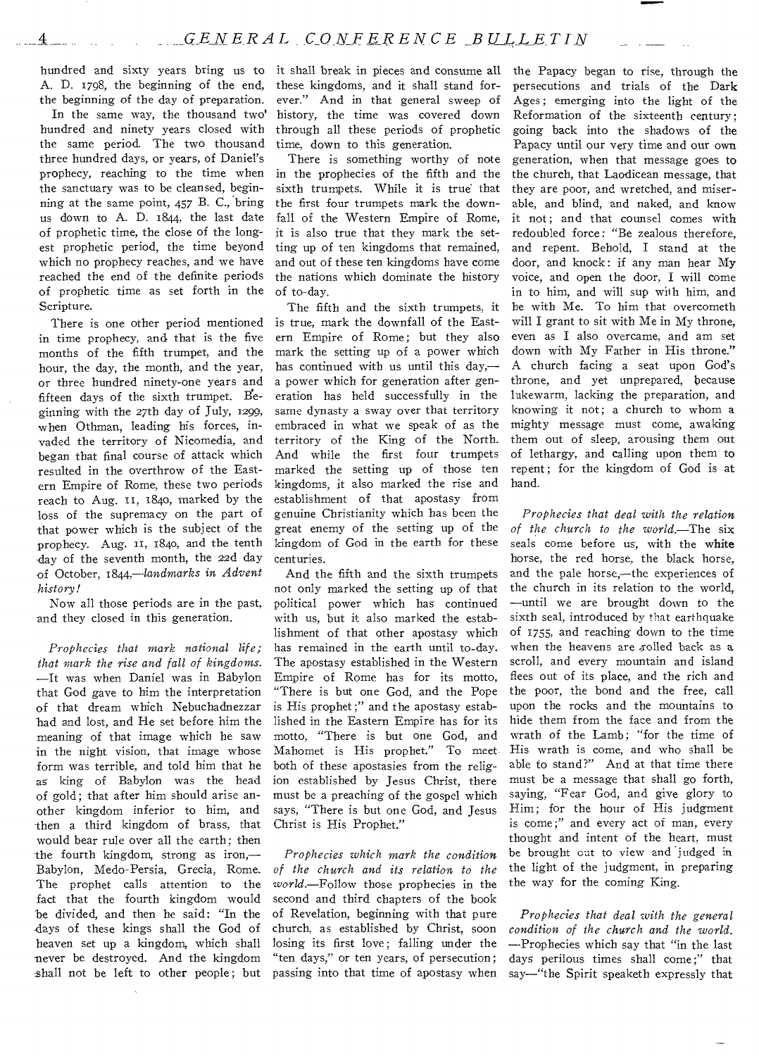hundred and sixty years bring us to A. D. 1798, the beginning of the end, the beginning of the day of preparation.

In the same way, the thousand two hundred and ninety years closed with the same period. The two thousand three hundred days, or years, of Daniel's prophecy, reaching to the time when the sanctuary was to be cleansed, beginning at the same point, 457 B. C., bring us down to A. D. 1844, the last date of prophetic time, the close of the longest prophetic period, the time beyond which no prophecy reaches, and we have reached the end of the definite periods of prophetic time as set forth in the Scripture.

There is one other period mentioned in time prophecy, and that is the five months of the fifth trumpet, and the hour, the day, the month, and the year, or three hundred ninety-one years and fifteen days of the sixth trumpet. Beginning with the 27th day of July, 1299, when Othman, leading his forces, invaded the territory of Nicomedia, and began that final course of attack which resulted in the overthrow of the Eastern Empire of Rome, these two periods reach to Aug. 11, 1840, marked by the loss of the supremacy on the part of that power which is the subject of the prophecy. Aug. 11, 1840, and the tenth day of the seventh month, the 22d day of October, 1844,—*landmarks in Advent history!*

Now all those periods are in the past, and they closed in this generation.

*Prophecies that mark national life; that mark the rise and fall of kingdoms.*—It was when Daniel was in Babylon that God gave to him the interpretation of that dream which Nebuchadnezzar had and lost, and He set before him the meaning of that image which he saw in the night vision, that image whose form was terrible, and told him that he as king of Babylon was the head of gold; that after him should arise another kingdom inferior to him, and then a third kingdom of brass, that would bear rule over all the earth; then the fourth kingdom, strong as iron,—Babylon, Medo-Persia, Grecia, Rome. The prophet calls attention to the fact that the fourth kingdom would be divided, and then he said: "In the days of these kings shall the God of heaven set up a kingdom, which shall never be destroyed. And the kingdom shall not be left to other people; but it shall break in pieces and consume all these kingdoms, and it shall stand forever." And in that general sweep of history, the time was covered down through all these periods of prophetic time, down to this generation.

There is something worthy of note in the prophecies of the fifth and the sixth trumpets. While it is true that the first four trumpets mark the downfall of the Western Empire of Rome, it is also true that they mark the setting up of ten kingdoms that remained, and out of these ten kingdoms have come the nations which dominate the history of to-day.

The fifth and the sixth trumpets, it is true, mark the downfall of the Eastern Empire of Rome; but they also mark the setting up of a power which has continued with us until this day,—a power which for generation after generation has held successfully in the same dynasty a sway over that territory embraced in what we speak of as the territory of the King of the North. And while the first four trumpets marked the setting up of those ten kingdoms, it also marked the rise and establishment of that apostasy from genuine Christianity which has been the great enemy of the setting up of the kingdom of God in the earth for these centuries.

And the fifth and the sixth trumpets not only marked the setting up of that political power which has continued with us, but it also marked the establishment of that other apostasy which has remained in the earth until to-day. The apostasy established in the Western Empire of Rome has for its motto, "There is but one God, and the Pope is His prophet;" and the apostasy established in the Eastern Empire has for its motto, "There is but one God, and Mahomet is His prophet." To meet both of these apostasies from the religion established by Jesus Christ, there must be a preaching of the gospel which says, "There is but one God, and Jesus Christ is His Prophet."

*Prophecies which mark the condition of the church and its relation to the world.*—Follow those prophecies in the second and third chapters of the book of Revelation, beginning with that pure church, as established by Christ, soon losing its first love; falling under the "ten days," or ten years, of persecution; passing into that time of apostasy when the Papacy began to rise, through the persecutions and trials of the Dark Ages; emerging into the light of the Reformation of the sixteenth century; going back into the shadows of the Papacy until our very time and our own generation, when that message goes to the church, that Laodicean message, that they are poor, and wretched, and miserable, and blind, and naked, and know it not; and that counsel comes with redoubled force: "Be zealous therefore, and repent. Behold, I stand at the door, and knock: if any man hear My voice, and open the door, I will come in to him, and will sup with him, and he with Me. To him that overcometh will I grant to sit with Me in My throne, even as I also overcame, and am set down with My Father in His throne." A church facing a seat upon God's throne, and yet unprepared, because lukewarm, lacking the preparation, and knowing it not; a church to whom a mighty message must come, awaking them out of sleep, arousing them out of lethargy, and calling upon them to repent; for the kingdom of God is at hand.

*Prophecies that deal with the relation of the church to the world.*—The six seals come before us, with the white horse, the red horse, the black horse, and the pale horse,—the experiences of the church in its relation to the world, —until we are brought down to the sixth seal, introduced by that earthquake of 1755, and reaching down to the time when the heavens are rolled back as a scroll, and every mountain and island flees out of its place, and the rich and the poor, the bond and the free, call upon the rocks and the mountains to hide them from the face and from the wrath of the Lamb; "for the time of His wrath is come, and who shall be able to stand?" And at that time there must be a message that shall go forth, saying, "Fear God, and give glory to Him; for the hour of His judgment is come;" and every act of man, every thought and intent of the heart, must be brought out to view and judged in the light of the judgment, in preparing the way for the coming King.

*Prophecies that deal with the general condition of the church and the world.*—Prophecies which say that "in the last days perilous times shall come;" that say—"the Spirit speaketh expressly that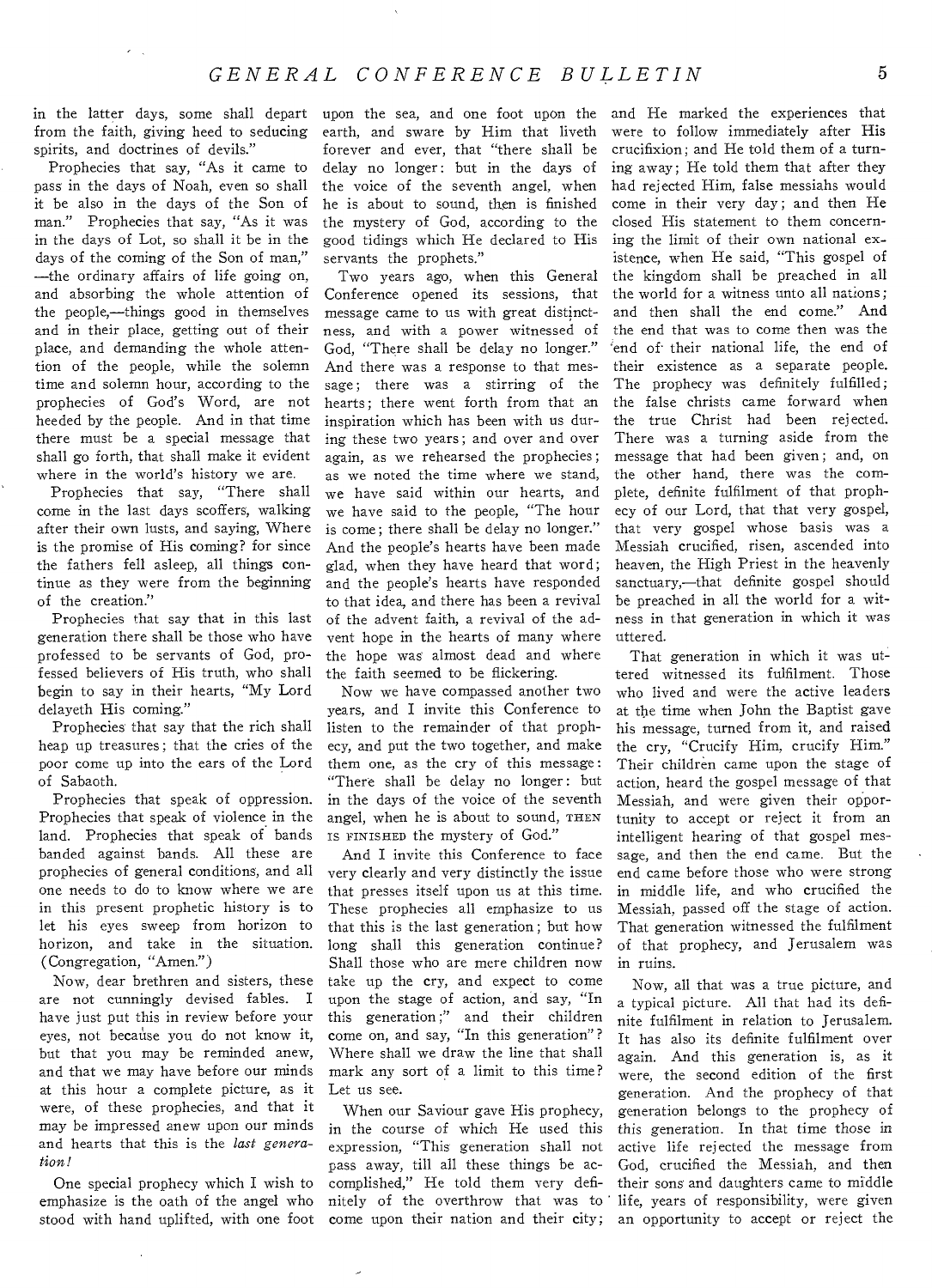in the latter days, some shall depart from the faith, giving heed to seducing spirits, and doctrines of devils."

Prophecies that say, "As it came to pass in the days of Noah, even so shall it be also in the days of the Son of man." Prophecies that say, "As it was in the days of Lot, so shall it be in the days of the coming of the Son of man," —the ordinary affairs of life going on, and absorbing the whole attention of the people,—things good in themselves and in their place, getting out of their place, and demanding the whole attention of the people, while the solemn time and solemn hour, according to the prophecies of God's Word, are not heeded by the people. And in that time there must be a special message that shall go forth, that shall make it evident where in the world's history we are.

Prophecies that say, "There shall come in the last days scoffers, walking after their own lusts, and saying, Where is the promise of His coming? for since the fathers fell asleep, all things continue as they were from the beginning of the creation."

Prophecies that say that in this last generation there shall be those who have professed to be servants of God, professed believers of His truth, who shall begin to say in their hearts, "My Lord delayeth His coming."

Prophecies that say that the rich shall heap up treasures; that the cries of the poor come up into the ears of the Lord of Sabaoth.

Prophecies that speak of oppression. Prophecies that speak of violence in the land. Prophecies that speak of bands banded against bands. All these are prophecies of general conditions, and all one needs to do to know where we are in this present prophetic history is to let his eyes sweep from horizon to horizon, and take in the situation. (Congregation, "Amen.")

Now, dear brethren and sisters, these are not cunningly devised fables. I have just put this in review before your eyes, not because you do not know it, but that you may be reminded anew, and that we may have before our minds at this hour a complete picture, as it were, of these prophecies, and that it may be impressed anew upon our minds and hearts that this is the *last generation!*

One special prophecy which I wish to emphasize is the oath of the angel who stood with hand uplifted, with one foot upon the sea, and one foot upon the earth, and sware by Him that liveth forever and ever, that "there shall be delay no longer: but in the days of the voice of the seventh angel, when he is about to sound, then is finished the mystery of God, according to the good tidings which He declared to His servants the prophets."

Two years ago, when this General Conference opened its sessions, that message came to us with great distinctness, and with a power witnessed of God, "There shall be delay no longer." And there was a response to that message; there was a stirring of the hearts; there went forth from that an inspiration which has been with us during these two years; and over and over again, as we rehearsed the prophecies; as we noted the time where we stand, we have said within our hearts, and we have said to the people, "The hour is come; there shall be delay no longer." And the people's hearts have been made glad, when they have heard that word; and the people's hearts have responded to that idea, and there has been a revival of the advent faith, a revival of the advent hope in the hearts of many where the hope was almost dead and where the faith seemed to be flickering.

Now we have compassed another two years, and I invite this Conference to listen to the remainder of that prophecy, and put the two together, and make them one, as the cry of this message: "There shall be delay no longer: but in the days of the voice of the seventh angel, when he is about to sound, THEN IS FINISHED the mystery of God."

And I invite this Conference to face very clearly and very distinctly the issue that presses itself upon us at this time. These prophecies all emphasize to us that this is the last generation; but how long shall this generation continue? Shall those who are mere children now take up the cry, and expect to come upon the stage of action, and say, "In this generation;" and their children come on, and say, "In this generation"? Where shall we draw the line that shall mark any sort of a limit to this time? Let us see.

When our Saviour gave His prophecy, in the course of which He used this expression, "This generation shall not pass away, till all these things be accomplished," He told them very definitely of the overthrow that was to come upon their nation and their city; and He marked the experiences that were to follow immediately after His crucifixion; and He told them of a turning away; He told them that after they had rejected Him, false messiahs would come in their very day; and then He closed His statement to them concerning the limit of their own national existence, when He said, "This gospel of the kingdom shall be preached in all the world for a witness unto all nations; and then shall the end come." And the end that was to come then was the end of their national life, the end of their existence as a separate people. The prophecy was definitely fulfilled; the false christs came forward when the true Christ had been rejected. There was a turning aside from the message that had been given; and, on the other hand, there was the complete, definite fulfilment of that prophecy of our Lord, that that very gospel, that very gospel whose basis was a Messiah crucified, risen, ascended into heaven, the High Priest in the heavenly sanctuary,—that definite gospel should be preached in all the world for a witness in that generation in which it was uttered.

That generation in which it was uttered witnessed its fulfilment. Those who lived and were the active leaders at the time when John the Baptist gave his message, turned from it, and raised the cry, "Crucify Him, crucify Him." Their children came upon the stage of action, heard the gospel message of that Messiah, and were given their opportunity to accept or reject it from an intelligent hearing of that gospel message, and then the end came. But the end came before those who were strong in middle life, and who crucified the Messiah, passed off the stage of action. That generation witnessed the fulfilment of that prophecy, and Jerusalem was in ruins.

Now, all that was a true picture, and a typical picture. All that had its definite fulfilment in relation to Jerusalem. It has also its definite fulfilment over again. And this generation is, as it were, the second edition of the first generation. And the prophecy of that generation belongs to the prophecy of *this* generation. In that time those in active life rejected the message from God, crucified the Messiah, and then their sons and daughters came to middle life, years of responsibility, were given an opportunity to accept or reject the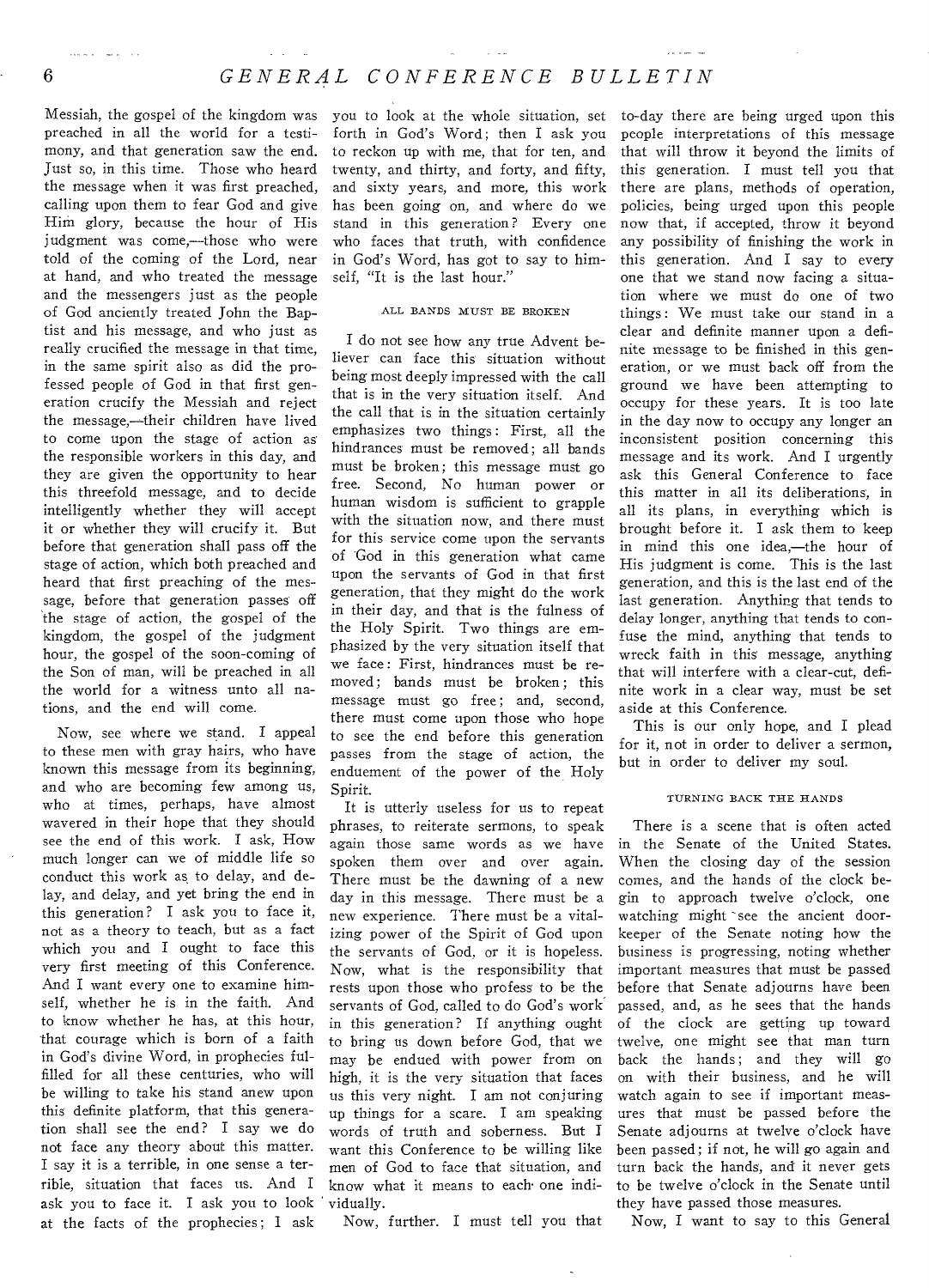Messiah, the gospel of the kingdom was preached in all the world for a testimony, and that generation saw the end. Just so, in this time. Those who heard the message when it was first preached, calling upon them to fear God and give Him glory, because the hour of His judgment was come,—those who were told of the coming of the Lord, near at hand, and who treated the message and the messengers just as the people of God anciently treated John the Baptist and his message, and who just as really crucified the message in that time, in the same spirit also as did the professed people of God in that first generation crucify the Messiah and reject the message,—their children have lived to come upon the stage of action as the responsible workers in this day, and they are given the opportunity to hear this threefold message, and to decide intelligently whether they will accept it or whether they will crucify it. But before that generation shall pass off the stage of action, which both preached and heard that first preaching of the message, before that generation passes off the stage of action, the gospel of the kingdom, the gospel of the judgment hour, the gospel of the soon-coming of the Son of man, will be preached in all the world for a witness unto all nations, and the end will come.

Now, see where we stand. I appeal to these men with gray hairs, who have known this message from its beginning, and who are becoming few among us, who at times, perhaps, have almost wavered in their hope that they should see the end of this work. I ask, How much longer can we of middle life so conduct this work as to delay, and delay, and delay, and yet bring the end in this generation? I ask you to face it, not as a theory to teach, but as a fact which you and I ought to face this very first meeting of this Conference. And I want every one to examine himself, whether he is in the faith. And to know whether he has, at this hour, that courage which is born of a faith in God's divine Word, in prophecies fulfilled for all these centuries, who will be willing to take his stand anew upon this definite platform, that this generation shall see the end? I say we do not face any theory about this matter. I say it is a terrible, in one sense a terrible, situation that faces us. And I ask you to face it. I ask you to look at the facts of the prophecies; I ask you to look at the whole situation, set forth in God's Word; then I ask you to reckon up with me, that for ten, and twenty, and thirty, and forty, and fifty, and sixty years, and more, this work has been going on, and where do we stand in this generation? Every one who faces that truth, with confidence in God's Word, has got to say to himself, "It is the last hour."

### ALL BANDS MUST BE BROKEN

I do not see how any true Advent believer can face this situation without being most deeply impressed with the call that is in the very situation itself. And the call that is in the situation certainly emphasizes two things: First, all the hindrances must be removed; all bands must be broken; this message must go free. Second, No human power or human wisdom is sufficient to grapple with the situation now, and there must for this service come upon the servants of God in this generation what came upon the servants of God in that first generation, that they might do the work in their day, and that is the fulness of the Holy Spirit. Two things are emphasized by the very situation itself that we face: First, hindrances must be removed; bands must be broken; this message must go free; and, second, there must come upon those who hope to see the end before this generation passes from the stage of action, the enduement of the power of the Holy Spirit.

It is utterly useless for us to repeat phrases, to reiterate sermons, to speak again those same words as we have spoken them over and over again. There must be the dawning of a new day in this message. There must be a new experience. There must be a vitalizing power of the Spirit of God upon the servants of God, or it is hopeless. Now, what is the responsibility that rests upon those who profess to be the servants of God, called to do God's work in this generation? If anything ought to bring us down before God, that we may be endued with power from on high, it is the very situation that faces us this very night. I am not conjuring up things for a scare. I am speaking words of truth and soberness. But I want this Conference to be willing like men of God to face that situation, and know what it means to each one individually.

Now, further. I must tell you that to-day there are being urged upon this people interpretations of this message that will throw it beyond the limits of this generation. I must tell you that there are plans, methods of operation, policies, being urged upon this people now that, if accepted, throw it beyond any possibility of finishing the work in this generation. And I say to every one that we stand now facing a situation where we must do one of two things: We must take our stand in a clear and definite manner upon a definite message to be finished in this generation, or we must back off from the ground we have been attempting to occupy for these years. It is too late in the day now to occupy any longer an inconsistent position concerning this message and its work. And I urgently ask this General Conference to face this matter in all its deliberations, in all its plans, in everything which is brought before it. I ask them to keep in mind this one idea,—the hour of His judgment is come. This is the last generation, and this is the last end of the last generation. Anything that tends to delay longer, anything that tends to confuse the mind, anything that tends to wreck faith in this message, anything that will interfere with a clear-cut, definite work in a clear way, must be set aside at this Conference.

This is our only hope, and I plead for it, not in order to deliver a sermon, but in order to deliver my soul.

### TURNING BACK THE HANDS

There is a scene that is often acted in the Senate of the United States. When the closing day of the session comes, and the hands of the clock begin to approach twelve o'clock, one watching might see the ancient doorkeeper of the Senate noting how the business is progressing, noting whether important measures that must be passed before that Senate adjourns have been passed, and, as he sees that the hands of the clock are getting up toward twelve, one might see that man turn back the hands; and they will go on with their business, and he will watch again to see if important measures that must be passed before the Senate adjourns at twelve o'clock have been passed; if not, he will go again and turn back the hands, and it never gets to be twelve o'clock in the Senate until they have passed those measures.

Now, I want to say to this General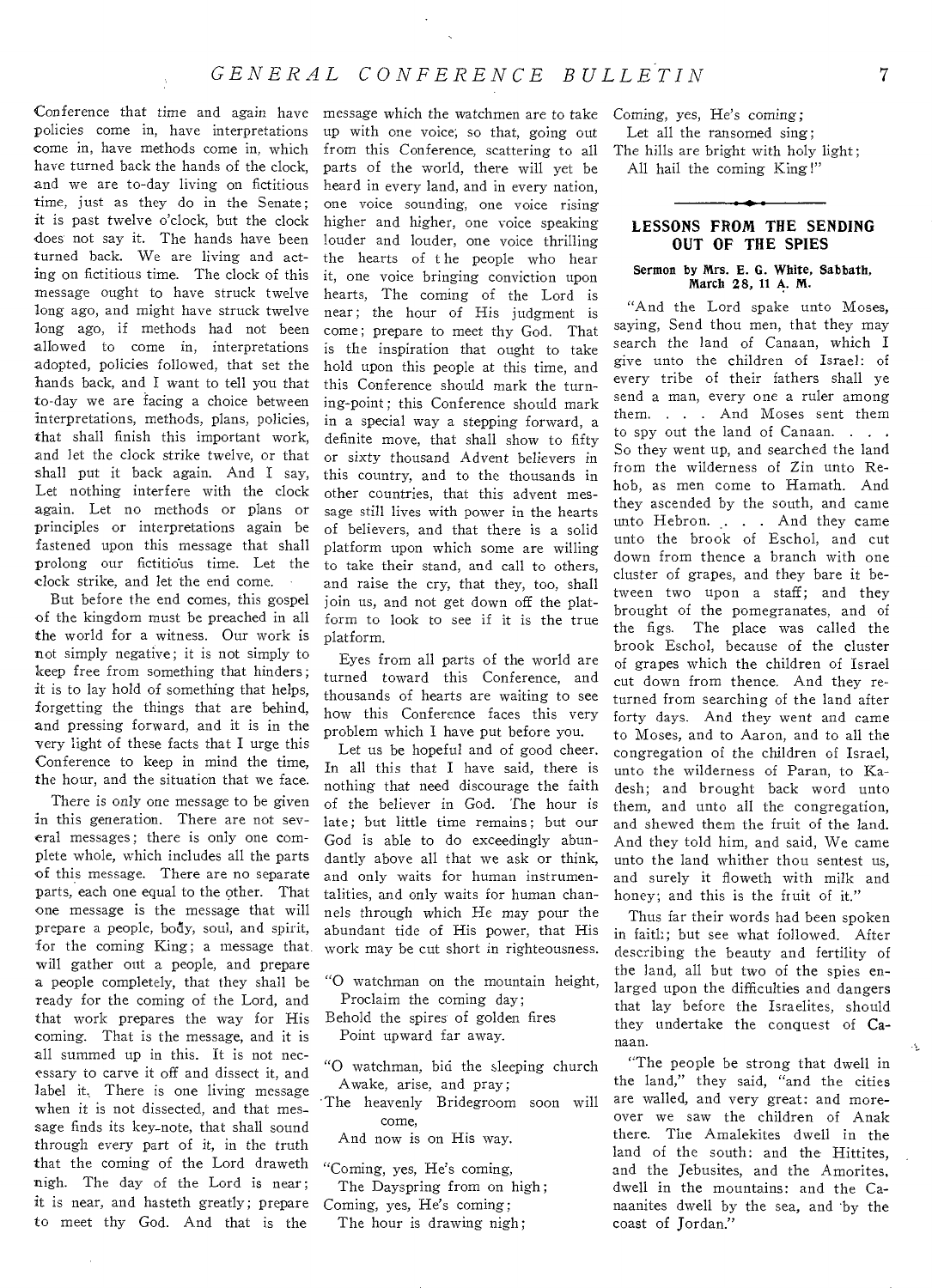Conference that time and again have policies come in, have interpretations come in, have methods come in, which have turned back the hands of the clock, and we are to-day living on fictitious time, just as they do in the Senate; it is past twelve o'clock, but the clock does not say it. The hands have been turned back. We are living and acting on fictitious time. The clock of this message ought to have struck twelve long ago, and might have struck twelve long ago, if methods had not been allowed to come in, interpretations adopted, policies followed, that set the hands back, and I want to tell you that to-day we are facing a choice between interpretations, methods, plans, policies, that shall finish this important work, and let the clock strike twelve, or that shall put it back again. And I say, Let nothing interfere with the clock again. Let no methods or plans or principles or interpretations again be fastened upon this message that shall prolong our fictitious time. Let the clock strike, and let the end come.

But before the end comes, this gospel of the kingdom must be preached in all the world for a witness. Our work is not simply negative; it is not simply to keep free from something that hinders; it is to lay hold of something that helps, forgetting the things that are behind, and pressing forward, and it is in the very light of these facts that I urge this Conference to keep in mind the time, the hour, and the situation that we face.

There is only one message to be given in this generation. There are not several messages; there is only one complete whole, which includes all the parts of this message. There are no separate parts, each one equal to the other. That one message is the message that will prepare a people, body, soul, and spirit, for the coming King; a message that will gather out a people, and prepare a people completely, that they shall be ready for the coming of the Lord, and that work prepares the way for His coming. That is the message, and it is all summed up in this. It is not necessary to carve it off and dissect it, and label it. There is one living message when it is not dissected, and that message finds its key-note, that shall sound through every part of it, in the truth that the coming of the Lord draweth nigh. The day of the Lord is near; it is near, and hasteth greatly; prepare to meet thy God. And that is the message which the watchmen are to take up with one voice, so that, going out from this Conference, scattering to all parts of the world, there will yet be heard in every land, and in every nation, one voice sounding, one voice rising higher and higher, one voice speaking louder and louder, one voice thrilling the hearts of the people who hear it, one voice bringing conviction upon hearts, The coming of the Lord is near; the hour of His judgment is come; prepare to meet thy God. That is the inspiration that ought to take hold upon this people at this time, and this Conference should mark the turning-point; this Conference should mark in a special way a stepping forward, a definite move, that shall show to fifty or sixty thousand Advent believers in this country, and to the thousands in other countries, that this advent message still lives with power in the hearts of believers, and that there is a solid platform upon which some are willing to take their stand, and call to others, and raise the cry, that they, too, shall join us, and not get down off the platform to look to see if it is the true platform.

Eyes from all parts of the world are turned toward this Conference, and thousands of hearts are waiting to see how this Conference faces this very problem which I have put before you.

Let us be hopeful and of good cheer. In all this that I have said, there is nothing that need discourage the faith of the believer in God. The hour is late; but little time remains; but our God is able to do exceedingly abundantly above all that we ask or think, and only waits for human instrumentalities, and only waits for human channels through which He may pour the abundant tide of His power, that His work may be cut short in righteousness.

"O watchman on the mountain height,
Proclaim the coming day;
Behold the spires of golden fires
Point upward far away.

"O watchman, bid the sleeping church
Awake, arise, and pray;
The heavenly Bridegroom soon will come,
And now is on His way.

"Coming, yes, He's coming,
The Dayspring from on high;
Coming, yes, He's coming;
The hour is drawing nigh;
Coming, yes, He's coming;
Let all the ransomed sing;
The hills are bright with holy light;
All hail the coming King!"

## LESSONS FROM THE SENDING OUT OF THE SPIES

**Sermon by Mrs. E. G. White, Sabbath, March 28, 11 A. M.**

"And the Lord spake unto Moses, saying, Send thou men, that they may search the land of Canaan, which I give unto the children of Israel: of every tribe of their fathers shall ye send a man, every one a ruler among them. . . . And Moses sent them to spy out the land of Canaan. . . . So they went up, and searched the land from the wilderness of Zin unto Rehob, as men come to Hamath. And they ascended by the south, and came unto Hebron. . . . And they came unto the brook of Eschol, and cut down from thence a branch with one cluster of grapes, and they bare it between two upon a staff; and they brought of the pomegranates, and of the figs. The place was called the brook Eschol, because of the cluster of grapes which the children of Israel cut down from thence. And they returned from searching of the land after forty days. And they went and came to Moses, and to Aaron, and to all the congregation of the children of Israel, unto the wilderness of Paran, to Kadesh; and brought back word unto them, and unto all the congregation, and shewed them the fruit of the land. And they told him, and said, We came unto the land whither thou sentest us, and surely it floweth with milk and honey; and this is the fruit of it."

Thus far their words had been spoken in faith; but see what followed. After describing the beauty and fertility of the land, all but two of the spies enlarged upon the difficulties and dangers that lay before the Israelites, should they undertake the conquest of Canaan.

"The people be strong that dwell in the land," they said, "and the cities are walled, and very great: and moreover we saw the children of Anak there. The Amalekites dwell in the land of the south: and the Hittites, and the Jebusites, and the Amorites, dwell in the mountains: and the Canaanites dwell by the sea, and by the coast of Jordan."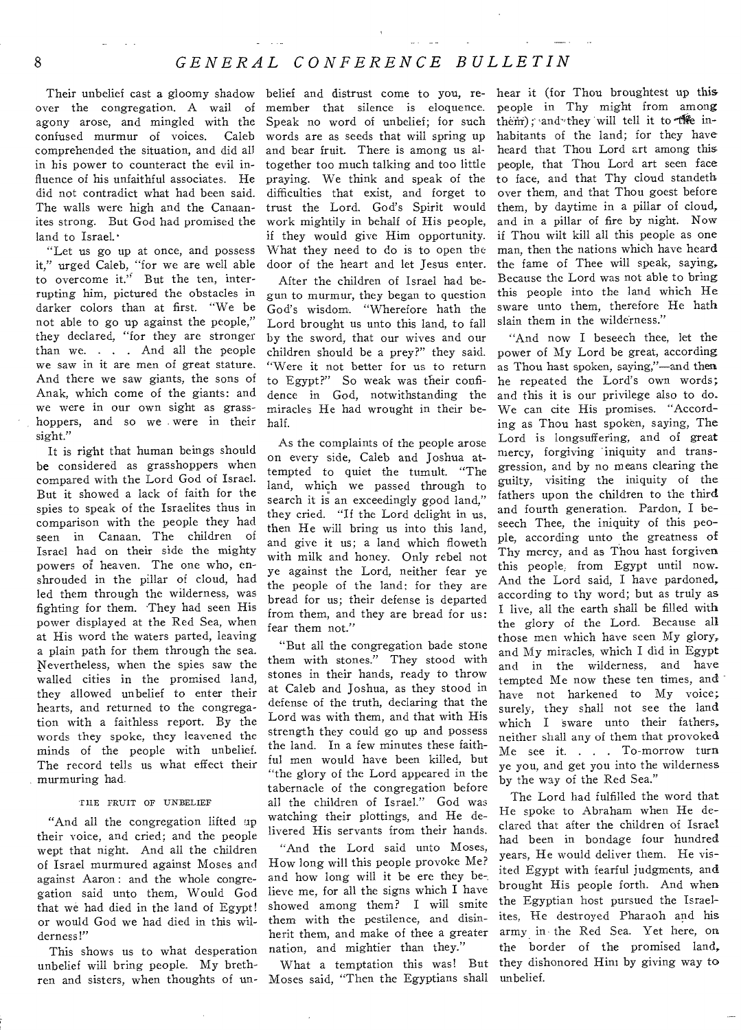Their unbelief cast a gloomy shadow over the congregation. A wail of agony arose, and mingled with the confused murmur of voices. Caleb comprehended the situation, and did all in his power to counteract the evil influence of his unfaithful associates. He did not contradict what had been said. The walls were high and the Canaanites strong. But God had promised the land to Israel.

"Let us go up at once, and possess it," urged Caleb, "for we are well able to overcome it." But the ten, interrupting him, pictured the obstacles in darker colors than at first. "We be not able to go up against the people," they declared, "for they are stronger than we. . . . And all the people we saw in it are men of great stature. And there we saw giants, the sons of Anak, which come of the giants: and we were in our own sight as grasshoppers, and so we were in their sight."

It is right that human beings should be considered as grasshoppers when compared with the Lord God of Israel. But it showed a lack of faith for the spies to speak of the Israelites thus in comparison with the people they had seen in Canaan. The children of Israel had on their side the mighty powers of heaven. The one who, enshrouded in the pillar of cloud, had led them through the wilderness, was fighting for them. They had seen His power displayed at the Red Sea, when at His word the waters parted, leaving a plain path for them through the sea. Nevertheless, when the spies saw the walled cities in the promised land, they allowed unbelief to enter their hearts, and returned to the congregation with a faithless report. By the words they spoke, they leavened the minds of the people with unbelief. The record tells us what effect their murmuring had.

#### THE FRUIT OF UNBELIEF

"And all the congregation lifted up their voice, and cried; and the people wept that night. And all the children of Israel murmured against Moses and against Aaron: and the whole congregation said unto them, Would God that we had died in the land of Egypt! or would God we had died in this wilderness!"

This shows us to what desperation unbelief will bring people. My brethren and sisters, when thoughts of unbelief and distrust come to you, remember that silence is eloquence. Speak no word of unbelief; for such words are as seeds that will spring up and bear fruit. There is among us altogether too much talking and too little praying. We think and speak of the difficulties that exist, and forget to trust the Lord. God's Spirit would work mightily in behalf of His people, if they would give Him opportunity. What they need to do is to open the door of the heart and let Jesus enter.

After the children of Israel had begun to murmur, they began to question God's wisdom. "Wherefore hath the Lord brought us unto this land, to fall by the sword, that our wives and our children should be a prey?" they said. "Were it not better for us to return to Egypt?" So weak was their confidence in God, notwithstanding the miracles He had wrought in their behalf.

As the complaints of the people arose on every side, Caleb and Joshua attempted to quiet the tumult. "The land, which we passed through to search it is an exceedingly good land," they cried. "If the Lord delight in us, then He will bring us into this land, and give it us; a land which floweth with milk and honey. Only rebel not ye against the Lord, neither fear ye the people of the land: for they are bread for us; their defense is departed from them, and they are bread for us: fear them not."

"But all the congregation bade stone them with stones." They stood with stones in their hands, ready to throw at Caleb and Joshua, as they stood in defense of the truth, declaring that the Lord was with them, and that with His strength they could go up and possess the land. In a few minutes these faithful men would have been killed, but "the glory of the Lord appeared in the tabernacle of the congregation before all the children of Israel." God was watching their plottings, and He delivered His servants from their hands.

"And the Lord said unto Moses, How long will this people provoke Me? and how long will it be ere they believe me, for all the signs which I have showed among them? I will smite them with the pestilence, and disinherit them, and make of thee a greater nation, and mightier than they."

What a temptation this was! But Moses said, "Then the Egyptians shall hear it (for Thou broughtest up this people in Thy might from among them); and they will tell it to the inhabitants of the land; for they have heard that Thou Lord art among this people, that Thou Lord art seen face to face, and that Thy cloud standeth over them, and that Thou goest before them, by daytime in a pillar of cloud, and in a pillar of fire by night. Now if Thou wilt kill all this people as one man, then the nations which have heard the fame of Thee will speak, saying, Because the Lord was not able to bring this people into the land which He sware unto them, therefore He hath slain them in the wilderness."

"And now I beseech thee, let the power of My Lord be great, according as Thou hast spoken, saying,"—and then he repeated the Lord's own words; and this it is our privilege also to do. We can cite His promises. "According as Thou hast spoken, saying, The Lord is longsuffering, and of great mercy, forgiving iniquity and transgression, and by no means clearing the guilty, visiting the iniquity of the fathers upon the children to the third and fourth generation. Pardon, I beseech Thee, the iniquity of this people, according unto the greatness of Thy mercy, and as Thou hast forgiven this people from Egypt until now. And the Lord said, I have pardoned, according to thy word; but as truly as I live, all the earth shall be filled with the glory of the Lord. Because all those men which have seen My glory, and My miracles, which I did in Egypt and in the wilderness, and have tempted Me now these ten times, and have not harkened to My voice; surely, they shall not see the land which I sware unto their fathers, neither shall any of them that provoked Me see it. . . . To-morrow turn ye you, and get you into the wilderness by the way of the Red Sea."

The Lord had fulfilled the word that He spoke to Abraham when He declared that after the children of Israel had been in bondage four hundred years, He would deliver them. He visited Egypt with fearful judgments, and brought His people forth. And when the Egyptian host pursued the Israelites, He destroyed Pharaoh and his army in the Red Sea. Yet here, on the border of the promised land, they dishonored Him by giving way to unbelief.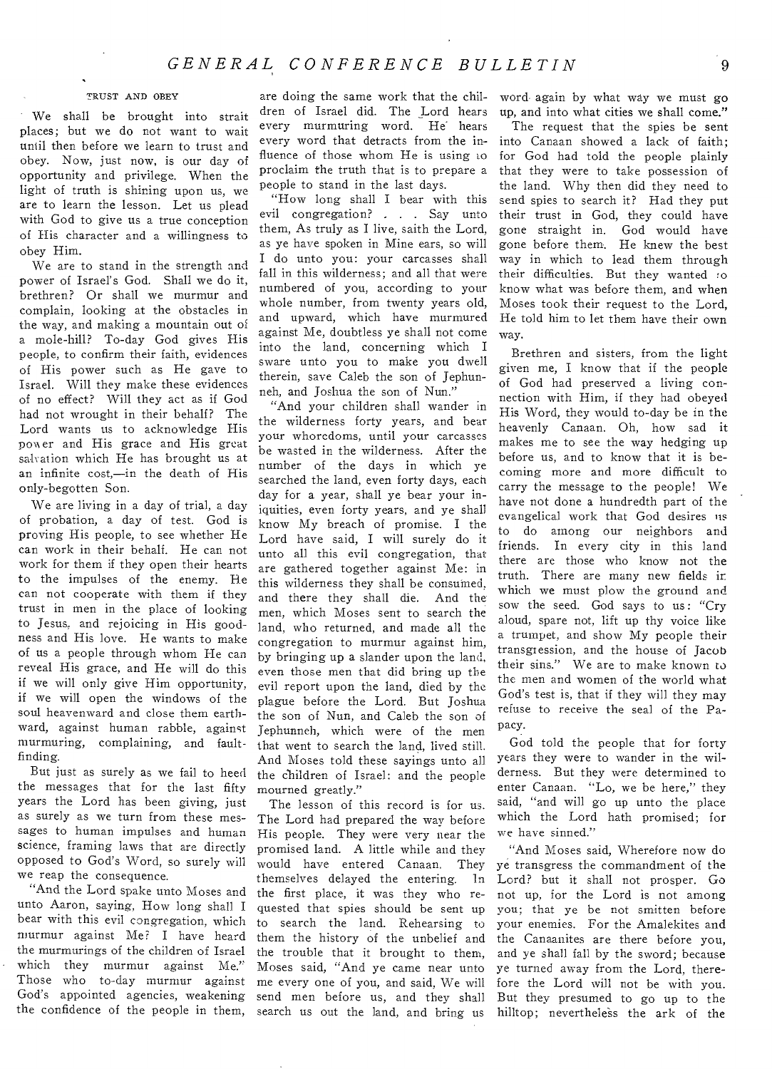### TRUST AND OBEY

We shall be brought into strait places; but we do not want to wait until then before we learn to trust and obey. Now, just now, is our day of opportunity and privilege. When the light of truth is shining upon us, we are to learn the lesson. Let us plead with God to give us a true conception of His character and a willingness to obey Him.

We are to stand in the strength and power of Israel's God. Shall we do it, brethren? Or shall we murmur and complain, looking at the obstacles in the way, and making a mountain out of a mole-hill? To-day God gives His people, to confirm their faith, evidences of His power such as He gave to Israel. Will they make these evidences of no effect? Will they act as if God had not wrought in their behalf? The Lord wants us to acknowledge His power and His grace and His great salvation which He has brought us at an infinite cost,—in the death of His only-begotten Son.

We are living in a day of trial, a day of probation, a day of test. God is proving His people, to see whether He can work in their behalf. He can not work for them if they open their hearts to the impulses of the enemy. He can not cooperate with them if they trust in men in the place of looking to Jesus, and rejoicing in His goodness and His love. He wants to make of us a people through whom He can reveal His grace, and He will do this if we will only give Him opportunity, if we will open the windows of the soul heavenward and close them earthward, against human rabble, against murmuring, complaining, and fault-finding.

But just as surely as we fail to heed the messages that for the last fifty years the Lord has been giving, just as surely as we turn from these messages to human impulses and human science, framing laws that are directly opposed to God's Word, so surely will we reap the consequence.

"And the Lord spake unto Moses and unto Aaron, saying, How long shall I bear with this evil congregation, which murmur against Me? I have heard the murmurings of the children of Israel which they murmur against Me." Those who to-day murmur against God's appointed agencies, weakening the confidence of the people in them, are doing the same work that the children of Israel did. The Lord hears every murmuring word. He hears every word that detracts from the influence of those whom He is using to proclaim the truth that is to prepare a people to stand in the last days.

"How long shall I bear with this evil congregation? . . . Say unto them, As truly as I live, saith the Lord, as ye have spoken in Mine ears, so will I do unto you: your carcasses shall fall in this wilderness; and all that were numbered of you, according to your whole number, from twenty years old, and upward, which have murmured against Me, doubtless ye shall not come into the land, concerning which I sware unto you to make you dwell therein, save Caleb the son of Jephunneh, and Joshua the son of Nun."

"And your children shall wander in the wilderness forty years, and bear your whoredoms, until your carcasses be wasted in the wilderness. After the number of the days in which ye searched the land, even forty days, each day for a year, shall ye bear your iniquities, even forty years, and ye shall know My breach of promise. I the Lord have said, I will surely do it unto all this evil congregation, that are gathered together against Me: in this wilderness they shall be consumed, and there they shall die. And the men, which Moses sent to search the land, who returned, and made all the congregation to murmur against him, by bringing up a slander upon the land, even those men that did bring up the evil report upon the land, died by the plague before the Lord. But Joshua the son of Nun, and Caleb the son of Jephunneh, which were of the men that went to search the land, lived still. And Moses told these sayings unto all the children of Israel: and the people mourned greatly."

The lesson of this record is for us. The Lord had prepared the way before His people. They were very near the promised land. A little while and they would have entered Canaan. They themselves delayed the entering. In the first place, it was they who requested that spies should be sent up to search the land. Rehearsing to them the history of the unbelief and the trouble that it brought to them, Moses said, "And ye came near unto me every one of you, and said, We will send men before us, and they shall search us out the land, and bring us word again by what way we must go up, and into what cities we shall come."

The request that the spies be sent into Canaan showed a lack of faith; for God had told the people plainly that they were to take possession of the land. Why then did they need to send spies to search it? Had they put their trust in God, they could have gone straight in. God would have gone before them. He knew the best way in which to lead them through their difficulties. But they wanted to know what was before them, and when Moses took their request to the Lord, He told him to let them have their own way.

Brethren and sisters, from the light given me, I know that if the people of God had preserved a living connection with Him, if they had obeyed His Word, they would to-day be in the heavenly Canaan. Oh, how sad it makes me to see the way hedging up before us, and to know that it is becoming more and more difficult to carry the message to the people! We have not done a hundredth part of the evangelical work that God desires us to do among our neighbors and friends. In every city in this land there are those who know not the truth. There are many new fields in which we must plow the ground and sow the seed. God says to us: "Cry aloud, spare not, lift up thy voice like a trumpet, and show My people their transgression, and the house of Jacob their sins." We are to make known to the men and women of the world what God's test is, that if they will they may refuse to receive the seal of the Papacy.

God told the people that for forty years they were to wander in the wilderness. But they were determined to enter Canaan. "Lo, we be here," they said, "and will go up unto the place which the Lord hath promised; for we have sinned."

"And Moses said, Wherefore now do ye transgress the commandment of the Lord? but it shall not prosper. Go not up, for the Lord is not among you; that ye be not smitten before your enemies. For the Amalekites and the Canaanites are there before you, and ye shall fall by the sword; because ye turned away from the Lord, therefore the Lord will not be with you. But they presumed to go up to the hilltop; nevertheless the ark of the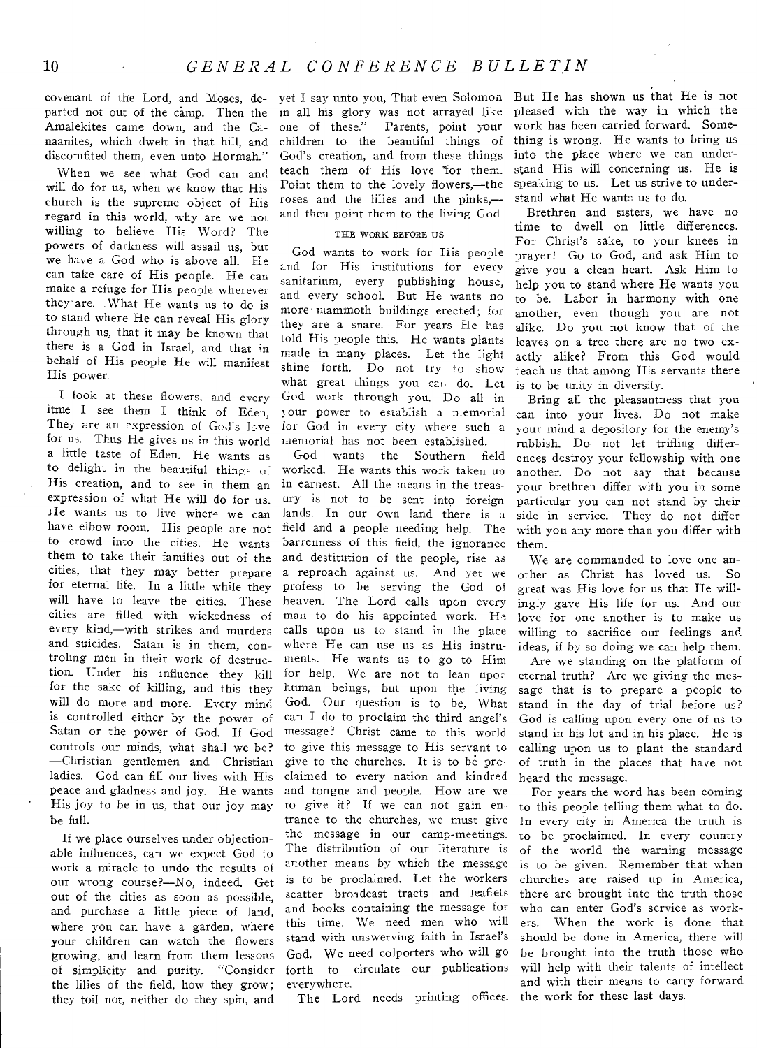covenant of the Lord, and Moses, departed not out of the camp. Then the Amalekites came down, and the Canaanites, which dwelt in that hill, and discomfited them, even unto Hormah."

When we see what God can and will do for us, when we know that His church is the supreme object of His regard in this world, why are we not willing to believe His Word? The powers of darkness will assail us, but we have a God who is above all. He can take care of His people. He can make a refuge for His people wherever they are. What He wants us to do is to stand where He can reveal His glory through us, that it may be known that there is a God in Israel, and that in behalf of His people He will manifest His power.

I look at these flowers, and every itme I see them I think of Eden. They are an expression of God's love for us. Thus He gives us in this world a little taste of Eden. He wants us to delight in the beautiful things of His creation, and to see in them an expression of what He will do for us. He wants us to live where we can have elbow room. His people are not to crowd into the cities. He wants them to take their families out of the cities, that they may better prepare for eternal life. In a little while they will have to leave the cities. These cities are filled with wickedness of every kind,—with strikes and murders and suicides. Satan is in them, controling men in their work of destruction. Under his influence they kill for the sake of killing, and this they will do more and more. Every mind is controlled either by the power of Satan or the power of God. If God controls our minds, what shall we be? —Christian gentlemen and Christian ladies. God can fill our lives with His peace and gladness and joy. He wants His joy to be in us, that our joy may be full.

If we place ourselves under objectionable influences, can we expect God to work a miracle to undo the results of our wrong course?—No, indeed. Get out of the cities as soon as possible, and purchase a little piece of land, where you can have a garden, where your children can watch the flowers growing, and learn from them lessons of simplicity and purity. "Consider the lilies of the field, how they grow; they toil not, neither do they spin, and yet I say unto you, That even Solomon in all his glory was not arrayed like one of these." Parents, point your children to the beautiful things of God's creation, and from these things teach them of His love for them. Point them to the lovely flowers,—the roses and the lilies and the pinks,—and then point them to the living God.

### THE WORK BEFORE US

God wants to work for His people and for His institutions—for every sanitarium, every publishing house, and every school. But He wants no more mammoth buildings erected; for they are a snare. For years He has told His people this. He wants plants made in many places. Let the light shine forth. Do not try to show what great things you can do. Let God work through you. Do all in your power to establish a memorial for God in every city where such a memorial has not been established.

God wants the Southern field worked. He wants this work taken up in earnest. All the means in the treasury is not to be sent into foreign lands. In our own land there is a field and a people needing help. The barrenness of this field, the ignorance and destitution of the people, rise as a reproach against us. And yet we profess to be serving the God of heaven. The Lord calls upon every man to do his appointed work. He calls upon us to stand in the place where He can use us as His instruments. He wants us to go to Him for help. We are not to lean upon human beings, but upon the living God. Our question is to be, What can I do to proclaim the third angel's message? Christ came to this world to give this message to His servant to give to the churches. It is to be proclaimed to every nation and kindred and tongue and people. How are we to give it? If we can not gain entrance to the churches, we must give the message in our camp-meetings. The distribution of our literature is another means by which the message is to be proclaimed. Let the workers scatter broadcast tracts and leaflets and books containing the message for this time. We need men who will stand with unswerving faith in Israel's God. We need colporters who will go forth to circulate our publications everywhere.

The Lord needs printing offices. But He has shown us that He is not pleased with the way in which the work has been carried forward. Something is wrong. He wants to bring us into the place where we can understand His will concerning us. He is speaking to us. Let us strive to understand what He wants us to do.

Brethren and sisters, we have no time to dwell on little differences. For Christ's sake, to your knees in prayer! Go to God, and ask Him to give you a clean heart. Ask Him to help you to stand where He wants you to be. Labor in harmony with one another, even though you are not alike. Do you not know that of the leaves on a tree there are no two exactly alike? From this God would teach us that among His servants there is to be unity in diversity.

Bring all the pleasantness that you can into your lives. Do not make your mind a depository for the enemy's rubbish. Do not let trifling differences destroy your fellowship with one another. Do not say that because your brethren differ with you in some particular you can not stand by their side in service. They do not differ with you any more than you differ with them.

We are commanded to love one another as Christ has loved us. So great was His love for us that He willingly gave His life for us. And our love for one another is to make us willing to sacrifice our feelings and ideas, if by so doing we can help them.

Are we standing on the platform of eternal truth? Are we giving the message that is to prepare a people to stand in the day of trial before us? God is calling upon every one of us to stand in his lot and in his place. He is calling upon us to plant the standard of truth in the places that have not heard the message.

For years the word has been coming to this people telling them what to do. In every city in America the truth is to be proclaimed. In every country of the world the warning message is to be given. Remember that when churches are raised up in America, there are brought into the truth those who can enter God's service as workers. When the work is done that should be done in America, there will be brought into the truth those who will help with their talents of intellect and with their means to carry forward the work for these last days.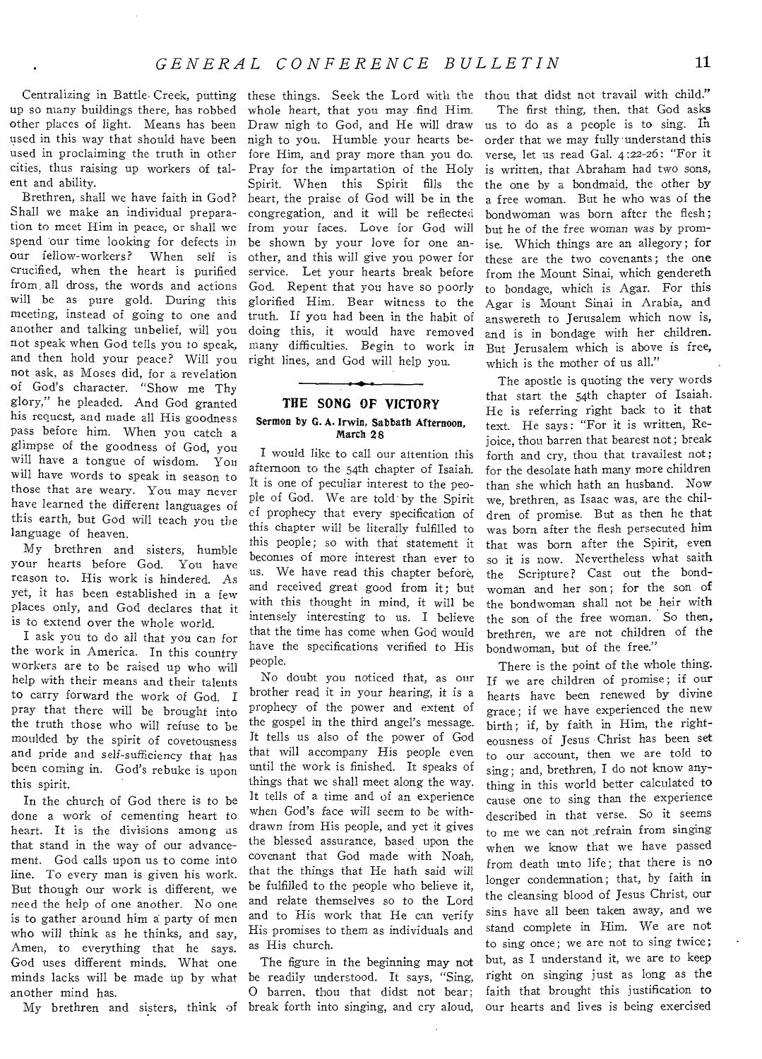Centralizing in Battle Creek, putting up so many buildings there, has robbed other places of light. Means has been used in this way that should have been used in proclaiming the truth in other cities, thus raising up workers of talent and ability.

Brethren, shall we have faith in God? Shall we make an individual preparation to meet Him in peace, or shall we spend our time looking for defects in our fellow-workers? When self is crucified, when the heart is purified from all dross, the words and actions will be as pure gold. During this meeting, instead of going to one and another and talking unbelief, will you not speak when God tells you to speak, and then hold your peace? Will you not ask, as Moses did, for a revelation of God's character. "Show me Thy glory," he pleaded. And God granted his request, and made all His goodness pass before him. When you catch a glimpse of the goodness of God, you will have a tongue of wisdom. You will have words to speak in season to those that are weary. You may never have learned the different languages of this earth, but God will teach you the language of heaven.

My brethren and sisters, humble your hearts before God. You have reason to. His work is hindered. As yet, it has been established in a few places only, and God declares that it is to extend over the whole world.

I ask you to do all that you can for the work in America. In this country workers are to be raised up who will help with their means and their talents to carry forward the work of God. I pray that there will be brought into the truth those who will refuse to be moulded by the spirit of covetousness and pride and self-sufficiency that has been coming in. God's rebuke is upon this spirit.

In the church of God there is to be done a work of cementing heart to heart. It is the divisions among us that stand in the way of our advancement. God calls upon us to come into line. To every man is given his work. But though our work is different, we need the help of one another. No one is to gather around him a party of men who will think as he thinks, and say, Amen, to everything that he says. God uses different minds. What one minds lacks will be made up by what another mind has.

My brethren and sisters, think of these things. Seek the Lord with the whole heart, that you may find Him. Draw nigh to God, and He will draw nigh to you. Humble your hearts before Him, and pray more than you do. Pray for the impartation of the Holy Spirit. When this Spirit fills the heart, the praise of God will be in the congregation, and it will be reflected from your faces. Love for God will be shown by your love for one another, and this will give you power for service. Let your hearts break before God. Repent that you have so poorly glorified Him. Bear witness to the truth. If you had been in the habit of doing this, it would have removed many difficulties. Begin to work in right lines, and God will help you.

---

## THE SONG OF VICTORY

**Sermon by G. A. Irwin, Sabbath Afternoon, March 28**

I would like to call our attention this afternoon to the 54th chapter of Isaiah. It is one of peculiar interest to the people of God. We are told by the Spirit of prophecy that every specification of this chapter will be literally fulfilled to this people; so with that statement it becomes of more interest than ever to us. We have read this chapter before, and received great good from it; but with this thought in mind, it will be intensely interesting to us. I believe that the time has come when God would have the specifications verified to His people.

No doubt you noticed that, as our brother read it in your hearing, it is a prophecy of the power and extent of the gospel in the third angel's message. It tells us also of the power of God that will accompany His people even until the work is finished. It speaks of things that we shall meet along the way. It tells of a time and of an experience when God's face will seem to be withdrawn from His people, and yet it gives the blessed assurance, based upon the covenant that God made with Noah, that the things that He hath said will be fulfilled to the people who believe it, and relate themselves so to the Lord and to His work that He can verify His promises to them as individuals and as His church.

The figure in the beginning may not be readily understood. It says, "Sing, O barren, thou that didst not bear; break forth into singing, and cry aloud, thou that didst not travail with child."

The first thing, then, that God asks us to do as a people is to sing. In order that we may fully understand this verse, let us read Gal. 4:22-26: "For it is written, that Abraham had two sons, the one by a bondmaid, the other by a free woman. But he who was of the bondwoman was born after the flesh; but he of the free woman was by promise. Which things are an allegory; for these are the two covenants; the one from the Mount Sinai, which gendereth to bondage, which is Agar. For this Agar is Mount Sinai in Arabia, and answereth to Jerusalem which now is, and is in bondage with her children. But Jerusalem which is above is free, which is the mother of us all."

The apostle is quoting the very words that start the 54th chapter of Isaiah. He is referring right back to it that text. He says: "For it is written, Rejoice, thou barren that bearest not; break forth and cry, thou that travailest not; for the desolate hath many more children than she which hath an husband. Now we, brethren, as Isaac was, are the children of promise. But as then he that was born after the flesh persecuted him that was born after the Spirit, even so it is now. Nevertheless what saith the Scripture? Cast out the bondwoman and her son; for the son of the bondwoman shall not be heir with the son of the free woman. So then, brethren, we are not children of the bondwoman, but of the free."

There is the point of the whole thing. If we are children of promise; if our hearts have been renewed by divine grace; if we have experienced the new birth; if, by faith in Him, the righteousness of Jesus Christ has been set to our account, then we are told to sing; and, brethren, I do not know anything in this world better calculated to cause one to sing than the experience described in that verse. So it seems to me we can not refrain from singing when we know that we have passed from death unto life; that there is no longer condemnation; that, by faith in the cleansing blood of Jesus Christ, our sins have all been taken away, and we stand complete in Him. We are not to sing once; we are not to sing twice; but, as I understand it, we are to keep right on singing just as long as the faith that brought this justification to our hearts and lives is being exercised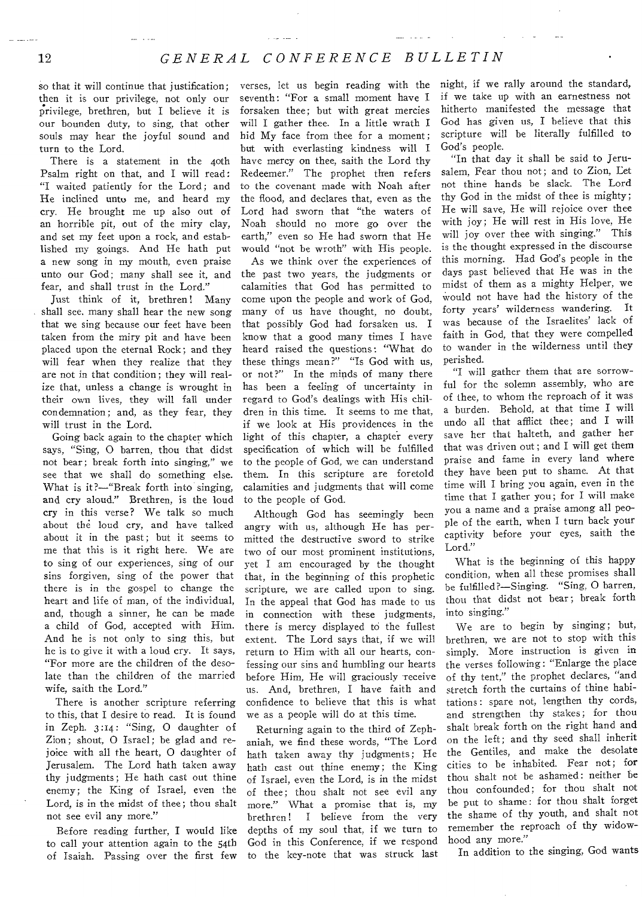so that it will continue that justification; then it is our privilege, not only our privilege, brethren, but I believe it is our bounden duty, to sing, that other souls may hear the joyful sound and turn to the Lord.

There is a statement in the 40th Psalm right on that, and I will read: "I waited patiently for the Lord; and He inclined unto me, and heard my cry. He brought me up also out of an horrible pit, out of the miry clay, and set my feet upon a rock, and established my goings. And He hath put a new song in my mouth, even praise unto our God; many shall see it, and fear, and shall trust in the Lord."

Just think of it, brethren! Many shall see, many shall hear the new song that we sing because our feet have been taken from the miry pit and have been placed upon the eternal Rock; and they will fear when they realize that they are not in that condition; they will realize that, unless a change is wrought in their own lives, they will fall under condemnation; and, as they fear, they will trust in the Lord.

Going back again to the chapter which says, "Sing, O barren, thou that didst not bear; break forth into singing," we see that we shall do something else. What is it?—"Break forth into singing, and cry aloud." Brethren, is the loud cry in this verse? We talk so much about the loud cry, and have talked about it in the past; but it seems to me that this is it right here. We are to sing of our experiences, sing of our sins forgiven, sing of the power that there is in the gospel to change the heart and life of man, of the individual, and, though a sinner, he can be made a child of God, accepted with Him. And he is not only to sing this, but he is to give it with a loud cry. It says, "For more are the children of the desolate than the children of the married wife, saith the Lord."

There is another scripture referring to this, that I desire to read. It is found in Zeph. 3:14: "Sing, O daughter of Zion; shout, O Israel; be glad and rejoice with all the heart, O daughter of Jerusalem. The Lord hath taken away thy judgments; He hath cast out thine enemy; the King of Israel, even the Lord, is in the midst of thee; thou shalt not see evil any more."

Before reading further, I would like to call your attention again to the 54th of Isaiah. Passing over the first few verses, let us begin reading with the seventh: "For a small moment have I forsaken thee; but with great mercies will I gather thee. In a little wrath I hid My face from thee for a moment; but with everlasting kindness will I have mercy on thee, saith the Lord thy Redeemer." The prophet then refers to the covenant made with Noah after the flood, and declares that, even as the Lord had sworn that "the waters of Noah should no more go over the earth," even so He had sworn that He would "not be wroth" with His people.

As we think over the experiences of the past two years, the judgments or calamities that God has permitted to come upon the people and work of God, many of us have thought, no doubt, that possibly God had forsaken us. I know that a good many times I have heard raised the questions: "What do these things mean?" "Is God with us, or not?" In the minds of many there has been a feeling of uncertainty in regard to God's dealings with His children in this time. It seems to me that, if we look at His providences in the light of this chapter, a chapter every specification of which will be fulfilled to the people of God, we can understand them. In this scripture are foretold calamities and judgments that will come to the people of God.

Although God has seemingly been angry with us, although He has permitted the destructive sword to strike two of our most prominent institutions, yet I am encouraged by the thought that, in the beginning of this prophetic scripture, we are called upon to sing. In the appeal that God has made to us in connection with these judgments, there is mercy displayed to the fullest extent. The Lord says that, if we will return to Him with all our hearts, confessing our sins and humbling our hearts before Him, He will graciously receive us. And, brethren, I have faith and confidence to believe that this is what we as a people will do at this time.

Returning again to the third of Zephaniah, we find these words, "The Lord hath taken away thy judgments; He hath cast out thine enemy; the King of Israel, even the Lord, is in the midst of thee; thou shalt not see evil any more." What a promise that is, my brethren! I believe from the very depths of my soul that, if we turn to God in this Conference, if we respond to the key-note that was struck last night, if we rally around the standard, if we take up with an earnestness not hitherto manifested the message that God has given us, I believe that this scripture will be literally fulfilled to God's people.

"In that day it shall be said to Jerusalem, Fear thou not; and to Zion, Let not thine hands be slack. The Lord thy God in the midst of thee is mighty; He will save, He will rejoice over thee with joy; He will rest in His love, He will joy over thee with singing." This is the thought expressed in the discourse this morning. Had God's people in the days past believed that He was in the midst of them as a mighty Helper, we would not have had the history of the forty years' wilderness wandering. It was because of the Israelites' lack of faith in God, that they were compelled to wander in the wilderness until they perished.

"I will gather them that are sorrowful for the solemn assembly, who are of thee, to whom the reproach of it was a burden. Behold, at that time I will undo all that afflict thee; and I will save her that halteth, and gather her that was driven out; and I will get them praise and fame in every land where they have been put to shame. At that time will I bring you again, even in the time that I gather you; for I will make you a name and a praise among all people of the earth, when I turn back your captivity before your eyes, saith the Lord."

What is the beginning of this happy condition, when all these promises shall be fulfilled?—Singing. "Sing, O barren, thou that didst not bear; break forth into singing."

We are to begin by singing; but, brethren, we are not to stop with this simply. More instruction is given in the verses following: "Enlarge the place of thy tent," the prophet declares, "and stretch forth the curtains of thine habitations: spare not, lengthen thy cords, and strengthen thy stakes; for thou shalt break forth on the right hand and on the left; and thy seed shall inherit the Gentiles, and make the desolate cities to be inhabited. Fear not; for thou shalt not be ashamed: neither be thou confounded; for thou shalt not be put to shame: for thou shalt forget the shame of thy youth, and shalt not remember the reproach of thy widowhood any more."

In addition to the singing, God wants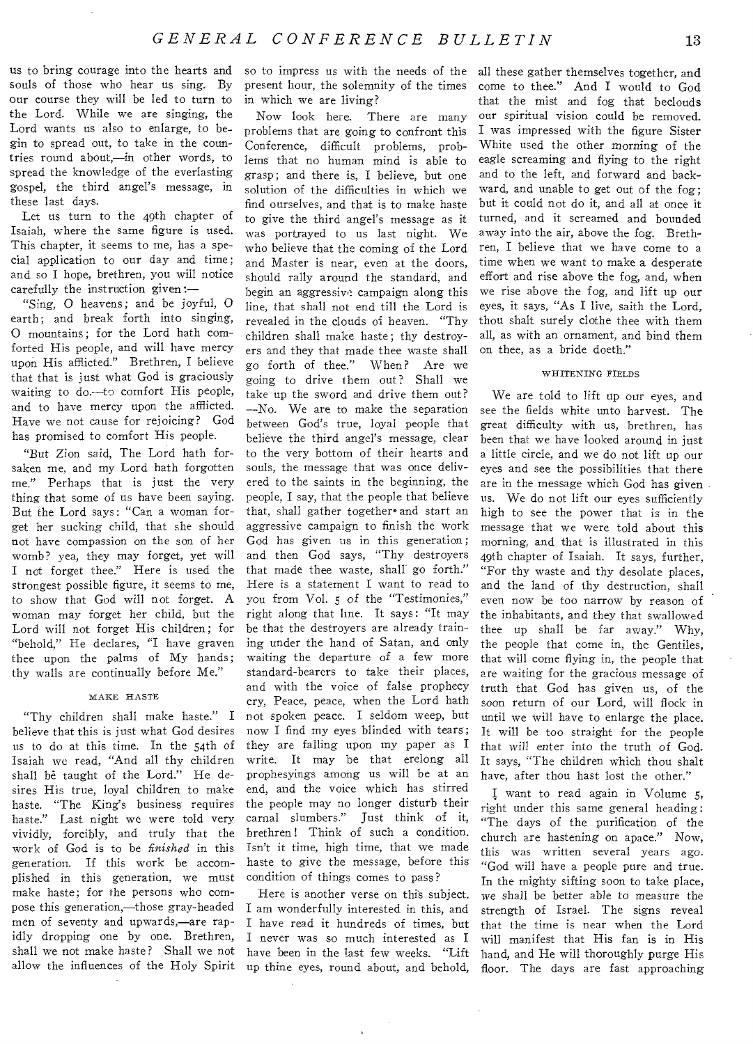us to bring courage into the hearts and souls of those who hear us sing. By our course they will be led to turn to the Lord. While we are singing, the Lord wants us also to enlarge, to begin to spread out, to take in the countries round about,—in other words, to spread the knowledge of the everlasting gospel, the third angel's message, in these last days.

Let us turn to the 49th chapter of Isaiah, where the same figure is used. This chapter, it seems to me, has a special application to our day and time; and so I hope, brethren, you will notice carefully the instruction given:—

"Sing, O heavens; and be joyful, O earth; and break forth into singing, O mountains; for the Lord hath comforted His people, and will have mercy upon His afflicted." Brethren, I believe that that is just what God is graciously waiting to do,—to comfort His people, and to have mercy upon the afflicted. Have we not cause for rejoicing? God has promised to comfort His people.

"But Zion said, The Lord hath forsaken me, and my Lord hath forgotten me." Perhaps that is just the very thing that some of us have been saying. But the Lord says: "Can a woman forget her sucking child, that she should not have compassion on the son of her womb? yea, they may forget, yet will I not forget thee." Here is used the strongest possible figure, it seems to me, to show that God will not forget. A woman may forget her child, but the Lord will not forget His children; for "behold," He declares, "I have graven thee upon the palms of My hands; thy walls are continually before Me."

### MAKE HASTE

"Thy children shall make haste." I believe that this is just what God desires us to do at this time. In the 54th of Isaiah we read, "And all thy children shall be taught of the Lord." He desires His true, loyal children to make haste. "The King's business requires haste." Last night we were told very vividly, forcibly, and truly that the work of God is to be *finished* in this generation. If this work be accomplished in this generation, we must make haste; for the persons who compose this generation,—those gray-headed men of seventy and upwards,—are rapidly dropping one by one. Brethren, shall we not make haste? Shall we not allow the influences of the Holy Spirit so to impress us with the needs of the present hour, the solemnity of the times in which we are living?

Now look here. There are many problems that are going to confront this Conference, difficult problems, problems that no human mind is able to grasp; and there is, I believe, but one solution of the difficulties in which we find ourselves, and that is to make haste to give the third angel's message as it was portrayed to us last night. We who believe that the coming of the Lord and Master is near, even at the doors, should rally around the standard, and begin an aggressive campaign along this line, that shall not end till the Lord is revealed in the clouds of heaven. "Thy children shall make haste; thy destroyers and they that made thee waste shall go forth of thee." When? Are we going to drive them out? Shall we take up the sword and drive them out? —No. We are to make the separation between God's true, loyal people that believe the third angel's message, clear to the very bottom of their hearts and souls, the message that was once delivered to the saints in the beginning, the people, I say, that the people that believe that, shall gather together and start an aggressive campaign to finish the work God has given us in this generation; and then God says, "Thy destroyers that made thee waste, shall go forth." Here is a statement I want to read to you from Vol. 5 of the "Testimonies," right along that line. It says: "It may be that the destroyers are already training under the hand of Satan, and only waiting the departure of a few more standard-bearers to take their places, and with the voice of false prophecy cry, Peace, peace, when the Lord hath not spoken peace. I seldom weep, but now I find my eyes blinded with tears; they are falling upon my paper as I write. It may be that erelong all prophesyings among us will be at an end, and the voice which has stirred the people may no longer disturb their carnal slumbers." Just think of it, brethren! Think of such a condition. Isn't it time, high time, that we made haste to give the message, before this condition of things comes to pass?

Here is another verse on this subject. I am wonderfully interested in this, and I have read it hundreds of times, but I never was so much interested as I have been in the last few weeks. "Lift up thine eyes, round about, and behold, all these gather themselves together, and come to thee." And I would to God that the mist and fog that beclouds our spiritual vision could be removed. I was impressed with the figure Sister White used the other morning of the eagle screaming and flying to the right and to the left, and forward and backward, and unable to get out of the fog; but it could not do it, and all at once it turned, and it screamed and bounded away into the air, above the fog. Brethren, I believe that we have come to a time when we want to make a desperate effort and rise above the fog, and, when we rise above the fog, and lift up our eyes, it says, "As I live, saith the Lord, thou shalt surely clothe thee with them all, as with an ornament, and bind them on thee, as a bride doeth."

### WHITENING FIELDS

We are told to lift up our eyes, and see the fields white unto harvest. The great difficulty with us, brethren, has been that we have looked around in just a little circle, and we do not lift up our eyes and see the possibilities that there are in the message which God has given us. We do not lift our eyes sufficiently high to see the power that is in the message that we were told about this morning, and that is illustrated in this 49th chapter of Isaiah. It says, further, "For thy waste and thy desolate places, and the land of thy destruction, shall even now be too narrow by reason of the inhabitants, and they that swallowed thee up shall be far away." Why, the people that come in, the Gentiles, that will come flying in, the people that are waiting for the gracious message of truth that God has given us, of the soon return of our Lord, will flock in until we will have to enlarge the place. It will be too straight for the people that will enter into the truth of God. It says, "The children which thou shalt have, after thou hast lost the other."

I want to read again in Volume 5, right under this same general heading: "The days of the purification of the church are hastening on apace." Now, this was written several years ago. "God will have a people pure and true. In the mighty sifting soon to take place, we shall be better able to measure the strength of Israel. The signs reveal that the time is near when the Lord will manifest that His fan is in His hand, and He will thoroughly purge His floor. The days are fast approaching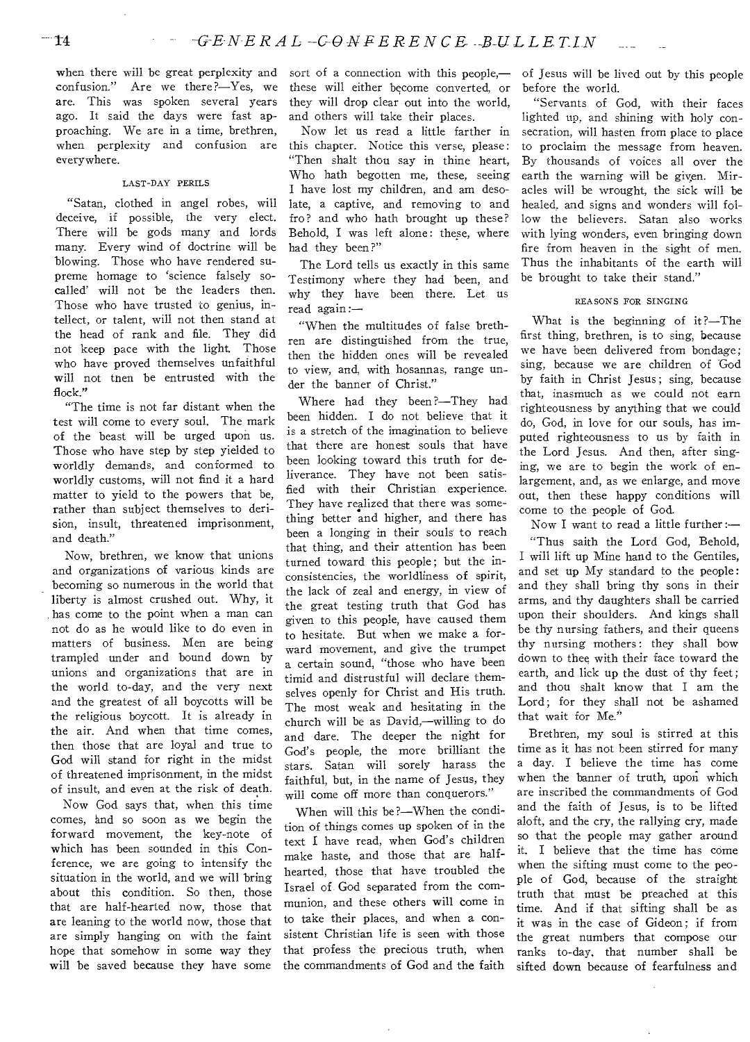when there will be great perplexity and confusion." Are we there?—Yes, we are. This was spoken several years ago. It said the days were fast approaching. We are in a time, brethren, when perplexity and confusion are everywhere.

### LAST-DAY PERILS

"Satan, clothed in angel robes, will deceive, if possible, the very elect. There will be gods many and lords many. Every wind of doctrine will be blowing. Those who have rendered supreme homage to 'science falsely so-called' will not be the leaders then. Those who have trusted to genius, intellect, or talent, will not then stand at the head of rank and file. They did not keep pace with the light. Those who have proved themselves unfaithful will not then be entrusted with the flock."

"The time is not far distant when the test will come to every soul. The mark of the beast will be urged upon us. Those who have step by step yielded to worldly demands, and conformed to worldly customs, will not find it a hard matter to yield to the powers that be, rather than subject themselves to derision, insult, threatened imprisonment, and death."

Now, brethren, we know that unions and organizations of various kinds are becoming so numerous in the world that liberty is almost crushed out. Why, it has come to the point when a man can not do as he would like to do even in matters of business. Men are being trampled under and bound down by unions and organizations that are in the world to-day, and the very next and the greatest of all boycotts will be the religious boycott. It is already in the air. And when that time comes, then those that are loyal and true to God will stand for right in the midst of threatened imprisonment, in the midst of insult, and even at the risk of death.

Now God says that, when this time comes, and so soon as we begin the forward movement, the key-note of which has been sounded in this Conference, we are going to intensify the situation in the world, and we will bring about this condition. So then, those that are half-hearted now, those that are leaning to the world now, those that are simply hanging on with the faint hope that somehow in some way they will be saved because they have some sort of a connection with this people,—these will either become converted, or they will drop clear out into the world, and others will take their places.

Now let us read a little farther in this chapter. Notice this verse, please: "Then shalt thou say in thine heart, Who hath begotten me, these, seeing I have lost my children, and am desolate, a captive, and removing to and fro? and who hath brought up these? Behold, I was left alone: these, where had they been?"

The Lord tells us exactly in this same Testimony where they had been, and why they have been there. Let us read again:—

"When the multitudes of false brethren are distinguished from the true, then the hidden ones will be revealed to view, and, with hosannas, range under the banner of Christ."

Where had they been?—They had been hidden. I do not believe that it is a stretch of the imagination to believe that there are honest souls that have been looking toward this truth for deliverance. They have not been satisfied with their Christian experience. They have realized that there was something better and higher, and there has been a longing in their souls to reach that thing, and their attention has been turned toward this people; but the inconsistencies, the worldliness of spirit, the lack of zeal and energy, in view of the great testing truth that God has given to this people, have caused them to hesitate. But when we make a forward movement, and give the trumpet a certain sound, "those who have been timid and distrustful will declare themselves openly for Christ and His truth. The most weak and hesitating in the church will be as David,—willing to do and dare. The deeper the night for God's people, the more brilliant the stars. Satan will sorely harass the faithful, but, in the name of Jesus, they will come off more than conquerors."

When will this be?—When the condition of things comes up spoken of in the text I have read, when God's children make haste, and those that are half-hearted, those that have troubled the Israel of God separated from the communion, and these others will come in to take their places, and when a consistent Christian life is seen with those that profess the precious truth, when the commandments of God and the faith of Jesus will be lived out by this people before the world.

"Servants of God, with their faces lighted up, and shining with holy consecration, will hasten from place to place to proclaim the message from heaven. By thousands of voices all over the earth the warning will be given. Miracles will be wrought, the sick will be healed, and signs and wonders will follow the believers. Satan also works with lying wonders, even bringing down fire from heaven in the sight of men. Thus the inhabitants of the earth will be brought to take their stand."

### REASONS FOR SINGING

What is the beginning of it?—The first thing, brethren, is to sing, because we have been delivered from bondage; sing, because we are children of God by faith in Christ Jesus; sing, because that, inasmuch as we could not earn righteousness by anything that we could do, God, in love for our souls, has imputed righteousness to us by faith in the Lord Jesus. And then, after singing, we are to begin the work of enlargement, and, as we enlarge, and move out, then these happy conditions will come to the people of God.

Now I want to read a little further:—

"Thus saith the Lord God, Behold, I will lift up Mine hand to the Gentiles, and set up My standard to the people: and they shall bring thy sons in their arms, and thy daughters shall be carried upon their shoulders. And kings shall be thy nursing fathers, and their queens thy nursing mothers: they shall bow down to thee with their face toward the earth, and lick up the dust of thy feet; and thou shalt know that I am the Lord; for they shall not be ashamed that wait for Me."

Brethren, my soul is stirred at this time as it has not been stirred for many a day. I believe the time has come when the banner of truth, upon which are inscribed the commandments of God and the faith of Jesus, is to be lifted aloft, and the cry, the rallying cry, made so that the people may gather around it. I believe that the time has come when the sifting must come to the people of God, because of the straight truth that must be preached at this time. And if that sifting shall be as it was in the case of Gideon; if from the great numbers that compose our ranks to-day, that number shall be sifted down because of fearfulness and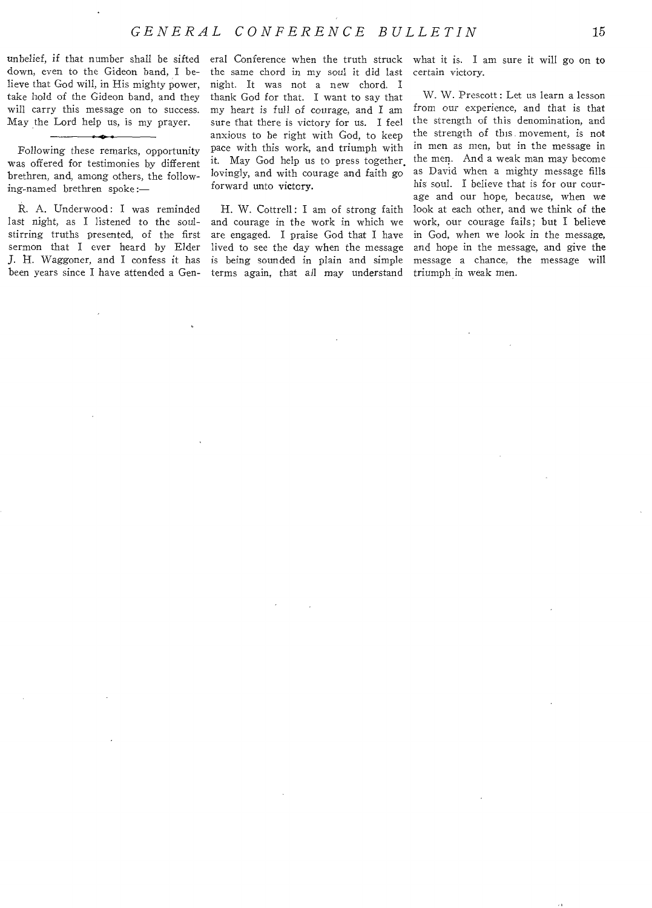unbelief, if that number shall be sifted down, even to the Gideon band, I believe that God will, in His mighty power, take hold of the Gideon band, and they will carry this message on to success. May the Lord help us, is my prayer.

---

Following these remarks, opportunity was offered for testimonies by different brethren, and, among others, the following-named brethren spoke:—

R. A. Underwood: I was reminded last night, as I listened to the soul-stirring truths presented, of the first sermon that I ever heard by Elder J. H. Waggoner, and I confess it has been years since I have attended a General Conference when the truth struck the same chord in my soul it did last night. It was not a new chord. I thank God for that. I want to say that my heart is full of courage, and I am sure that there is victory for us. I feel anxious to be right with God, to keep pace with this work, and triumph with it. May God help us to press together, lovingly, and with courage and faith go forward unto victory.

H. W. Cottrell: I am of strong faith and courage in the work in which we are engaged. I praise God that I have lived to see the day when the message is being sounded in plain and simple terms again, that all may understand what it is. I am sure it will go on to certain victory.

W. W. Prescott: Let us learn a lesson from our experience, and that is that the strength of this denomination, and the strength of this movement, is not in men as men, but in the message in the men. And a weak man may become as David when a mighty message fills his soul. I believe that is for our courage and our hope, because, when we look at each other, and we think of the work, our courage fails; but I believe in God, when we look in the message, and hope in the message, and give the message a chance, the message will triumph in weak men.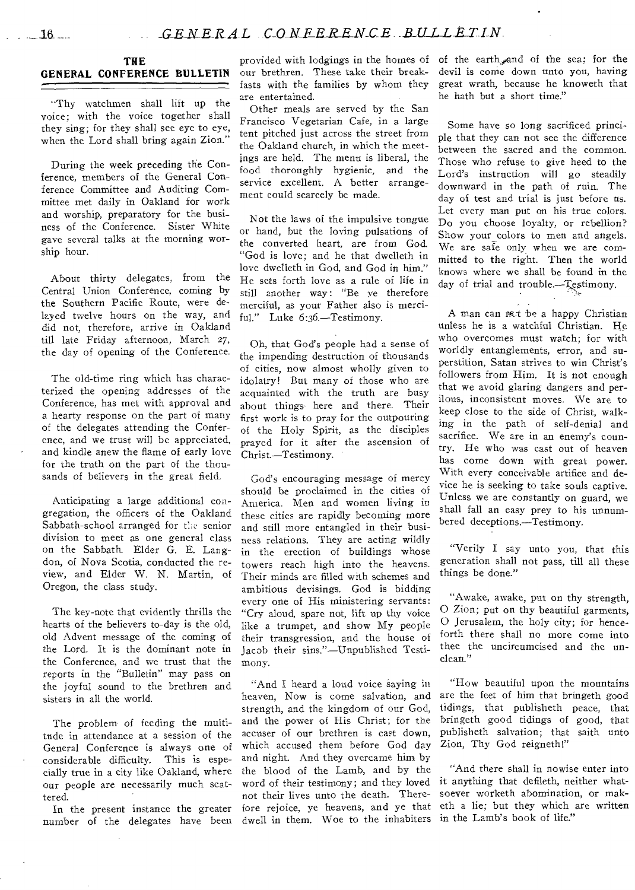## THE GENERAL CONFERENCE BULLETIN

"Thy watchmen shall lift up the voice; with the voice together shall they sing; for they shall see eye to eye, when the Lord shall bring again Zion."

During the week preceding the Conference, members of the General Conference Committee and Auditing Committee met daily in Oakland for work and worship, preparatory for the business of the Conference. Sister White gave several talks at the morning worship hour.

About thirty delegates, from the Central Union Conference, coming by the Southern Pacific Route, were delayed twelve hours on the way, and did not, therefore, arrive in Oakland till late Friday afternoon, March 27, the day of opening of the Conference.

The old-time ring which has characterized the opening addresses of the Conference, has met with approval and a hearty response on the part of many of the delegates attending the Conference, and we trust will be appreciated, and kindle anew the flame of early love for the truth on the part of the thousands of believers in the great field.

Anticipating a large additional congregation, the officers of the Oakland Sabbath-school arranged for the senior division to meet as one general class on the Sabbath. Elder G. E. Langdon, of Nova Scotia, conducted the review, and Elder W. N. Martin, of Oregon, the class study.

The key-note that evidently thrills the hearts of the believers to-day is the old, old Advent message of the coming of the Lord. It is the dominant note in the Conference, and we trust that the reports in the "Bulletin" may pass on the joyful sound to the brethren and sisters in all the world.

The problem of feeding the multitude in attendance at a session of the General Conference is always one of considerable difficulty. This is especially true in a city like Oakland, where our people are necessarily much scattered.

In the present instance the greater number of the delegates have been provided with lodgings in the homes of our brethren. These take their breakfasts with the families by whom they are entertained.

Other meals are served by the San Francisco Vegetarian Cafe, in a large tent pitched just across the street from the Oakland church, in which the meetings are held. The menu is liberal, the food thoroughly hygienic, and the service excellent. A better arrangement could scarcely be made.

Not the laws of the impulsive tongue or hand, but the loving pulsations of the converted heart, are from God. "God is love; and he that dwelleth in love dwelleth in God, and God in him." He sets forth love as a rule of life in still another way: "Be ye therefore merciful, as your Father also is merciful." Luke 6:36.—Testimony.

Oh, that God's people had a sense of the impending destruction of thousands of cities, now almost wholly given to idolatry! But many of those who are acquainted with the truth are busy about things here and there. Their first work is to pray for the outpouring of the Holy Spirit, as the disciples prayed for it after the ascension of Christ.—Testimony.

God's encouraging message of mercy should be proclaimed in the cities of America. Men and women living in these cities are rapidly becoming more and still more entangled in their business relations. They are acting wildly in the erection of buildings whose towers reach high into the heavens. Their minds are filled with schemes and ambitious devisings. God is bidding every one of His ministering servants: "Cry aloud, spare not, lift up thy voice like a trumpet, and show My people their transgression, and the house of Jacob their sins."—Unpublished Testimony.

"And I heard a loud voice saying in heaven, Now is come salvation, and strength, and the kingdom of our God, and the power of His Christ; for the accuser of our brethren is cast down, which accused them before God day and night. And they overcame him by the blood of the Lamb, and by the word of their testimony; and they loved not their lives unto the death. Therefore rejoice, ye heavens, and ye that dwell in them. Woe to the inhabiters of the earth and of the sea; for the devil is come down unto you, having great wrath, because he knoweth that he hath but a short time."

Some have so long sacrificed principle that they can not see the difference between the sacred and the common. Those who refuse to give heed to the Lord's instruction will go steadily downward in the path of ruin. The day of test and trial is just before us. Let every man put on his true colors. Do you choose loyalty, or rebellion? Show your colors to men and angels. We are safe only when we are committed to the right. Then the world knows where we shall be found in the day of trial and trouble.—Testimony.

A man can not be a happy Christian unless he is a watchful Christian. He who overcomes must watch; for with worldly entanglements, error, and superstition, Satan strives to win Christ's followers from Him. It is not enough that we avoid glaring dangers and perilous, inconsistent moves. We are to keep close to the side of Christ, walking in the path of self-denial and sacrifice. We are in an enemy's country. He who was cast out of heaven has come down with great power. With every conceivable artifice and device he is seeking to take souls captive. Unless we are constantly on guard, we shall fall an easy prey to his unnumbered deceptions.—Testimony.

"Verily I say unto you, that this generation shall not pass, till all these things be done."

"Awake, awake, put on thy strength, O Zion; put on thy beautiful garments, O Jerusalem, the holy city; for henceforth there shall no more come into thee the uncircumcised and the unclean."

"How beautiful upon the mountains are the feet of him that bringeth good tidings, that publisheth peace, that bringeth good tidings of good, that publisheth salvation; that saith unto Zion, Thy God reigneth!"

"And there shall in nowise enter into it anything that defileth, neither whatsoever worketh abomination, or maketh a lie; but they which are written in the Lamb's book of life."